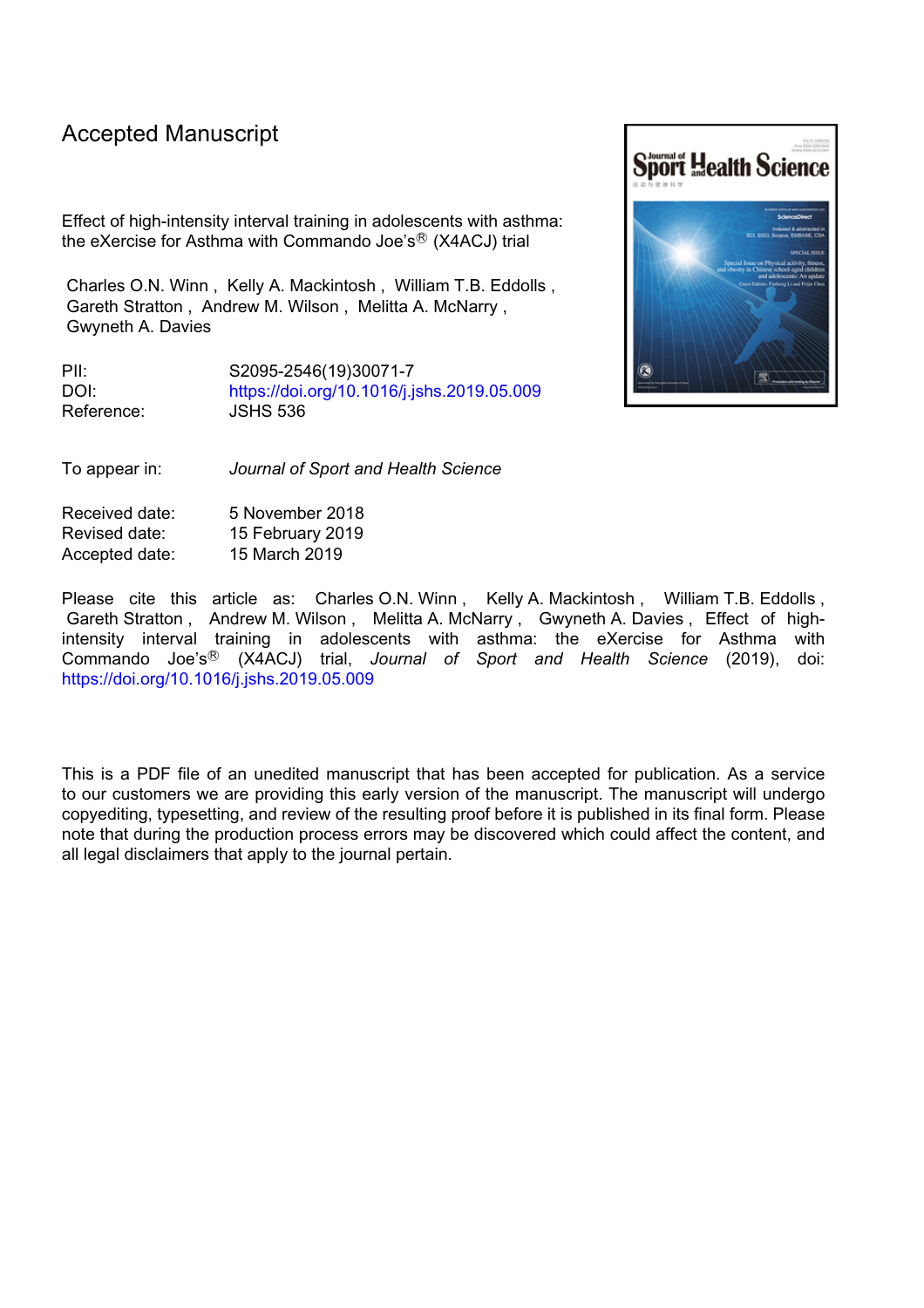Accepted Manuscript

Effect of high-intensity interval training in adolescents with asthma: the eXercise for Asthma with Commando Joe's® (X4ACJ) trial

Charles O.N. Winn , Kelly A. Mackintosh , William T.B. Eddolls , Gareth Stratton , Andrew M. Wilson , Melitta A. McNarry , Gwyneth A. Davies

PII: S2095-2546(19)30071-7
DOI: https://doi.org/10.1016/j.jshs.2019.05.009
Reference: JSHS 536

To appear in: *Journal of Sport and Health Science*

Received date: 5 November 2018
Revised date: 15 February 2019
Accepted date: 15 March 2019

Please cite this article as: Charles O.N. Winn , Kelly A. Mackintosh , William T.B. Eddolls , Gareth Stratton , Andrew M. Wilson , Melitta A. McNarry , Gwyneth A. Davies , Effect of high-intensity interval training in adolescents with asthma: the eXercise for Asthma with Commando Joe's® (X4ACJ) trial, *Journal of Sport and Health Science* (2019), doi: https://doi.org/10.1016/j.jshs.2019.05.009

This is a PDF file of an unedited manuscript that has been accepted for publication. As a service to our customers we are providing this early version of the manuscript. The manuscript will undergo copyediting, typesetting, and review of the resulting proof before it is published in its final form. Please note that during the production process errors may be discovered which could affect the content, and all legal disclaimers that apply to the journal pertain.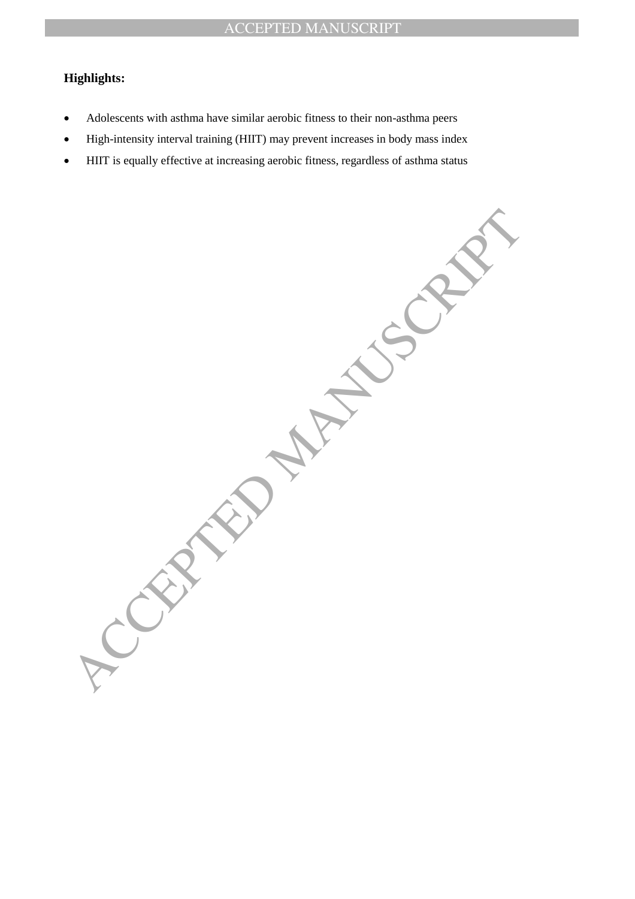**Highlights:**

- Adolescents with asthma have similar aerobic fitness to their non-asthma peers
- High-intensity interval training (HIIT) may prevent increases in body mass index
- HIIT is equally effective at increasing aerobic fitness, regardless of asthma status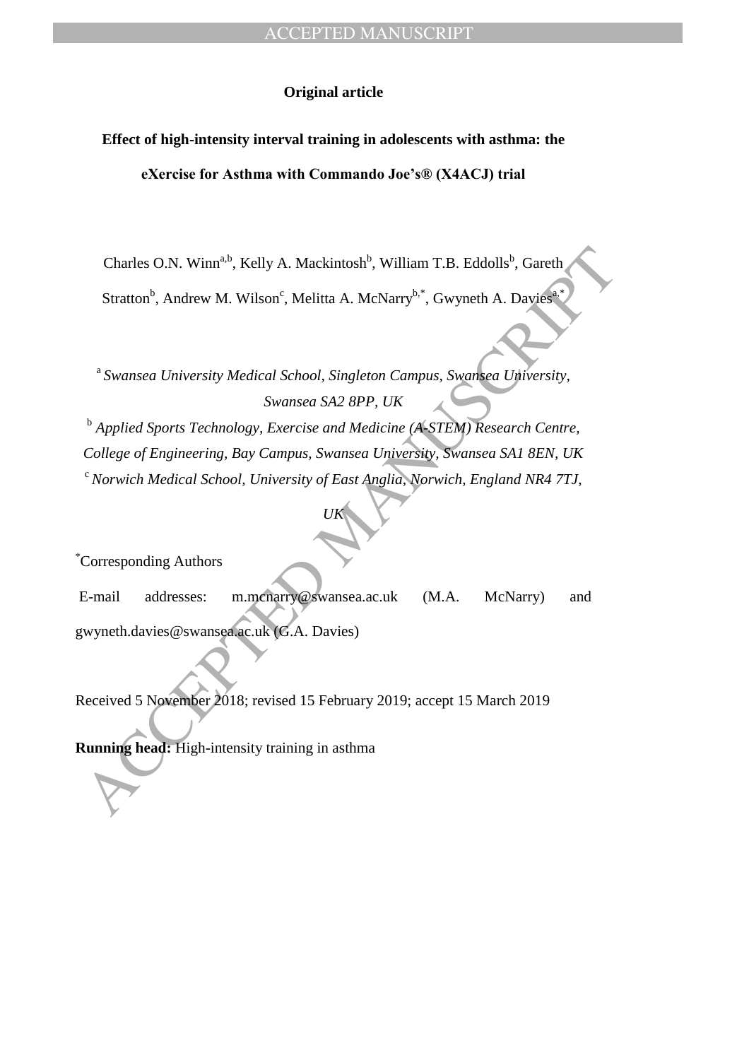**Original article**

# Effect of high-intensity interval training in adolescents with asthma: the eXercise for Asthma with Commando Joe's® (X4ACJ) trial

Charles O.N. Winn[a,b], Kelly A. Mackintosh[b], William T.B. Eddolls[b], Gareth Stratton[b], Andrew M. Wilson[c], Melitta A. McNarry[b,*], Gwyneth A. Davies[a,*]

[a] *Swansea University Medical School, Singleton Campus, Swansea University, Swansea SA2 8PP, UK*

[b] *Applied Sports Technology, Exercise and Medicine (A-STEM) Research Centre, College of Engineering, Bay Campus, Swansea University, Swansea SA1 8EN, UK*

[c] *Norwich Medical School, University of East Anglia, Norwich, England NR4 7TJ, UK*

[*]Corresponding Authors

E-mail addresses: m.mcnarry@swansea.ac.uk (M.A. McNarry) and gwyneth.davies@swansea.ac.uk (G.A. Davies)

Received 5 November 2018; revised 15 February 2019; accept 15 March 2019

**Running head:** High-intensity training in asthma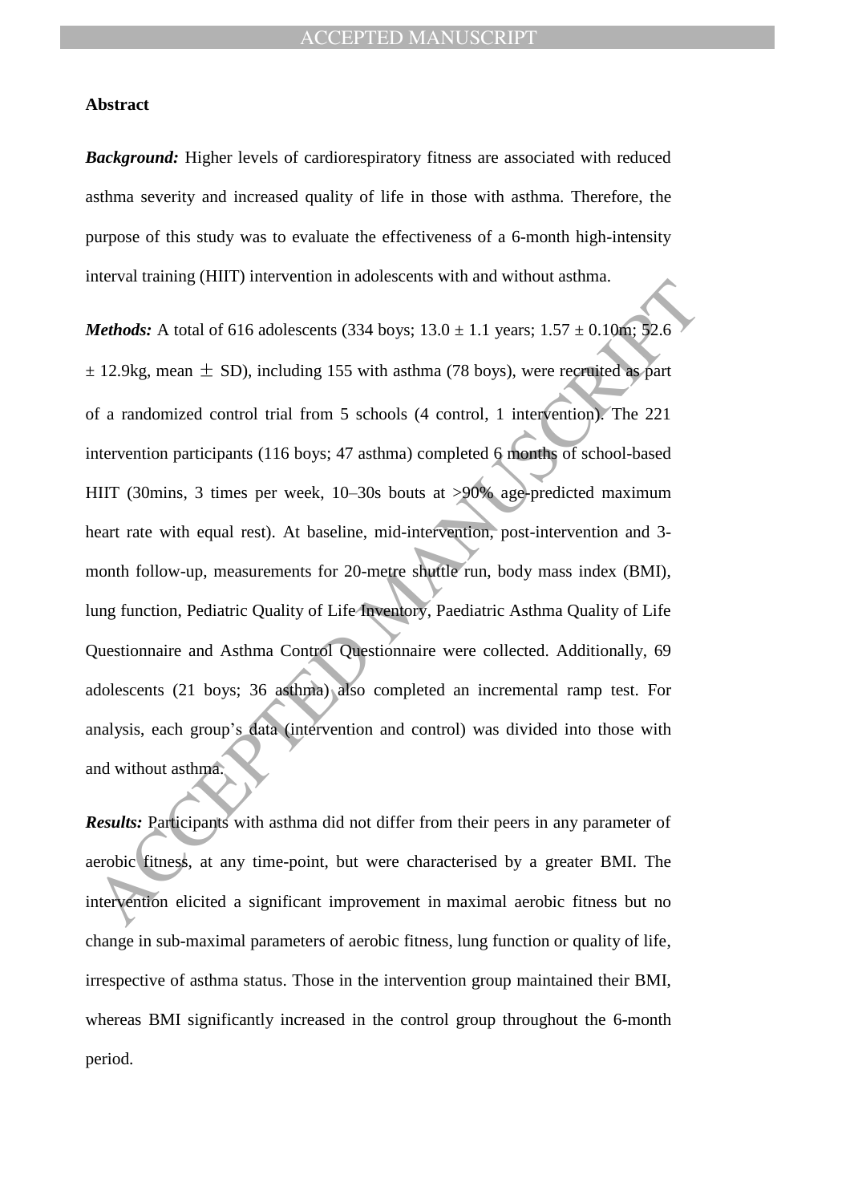## Abstract

***Background:*** Higher levels of cardiorespiratory fitness are associated with reduced asthma severity and increased quality of life in those with asthma. Therefore, the purpose of this study was to evaluate the effectiveness of a 6-month high-intensity interval training (HIIT) intervention in adolescents with and without asthma.

***Methods:*** A total of 616 adolescents (334 boys; 13.0 ± 1.1 years; 1.57 ± 0.10m; 52.6 ± 12.9kg, mean ± SD), including 155 with asthma (78 boys), were recruited as part of a randomized control trial from 5 schools (4 control, 1 intervention). The 221 intervention participants (116 boys; 47 asthma) completed 6 months of school-based HIIT (30mins, 3 times per week, 10–30s bouts at >90% age-predicted maximum heart rate with equal rest). At baseline, mid-intervention, post-intervention and 3-month follow-up, measurements for 20-metre shuttle run, body mass index (BMI), lung function, Pediatric Quality of Life Inventory, Paediatric Asthma Quality of Life Questionnaire and Asthma Control Questionnaire were collected. Additionally, 69 adolescents (21 boys; 36 asthma) also completed an incremental ramp test. For analysis, each group's data (intervention and control) was divided into those with and without asthma.

***Results:*** Participants with asthma did not differ from their peers in any parameter of aerobic fitness, at any time-point, but were characterised by a greater BMI. The intervention elicited a significant improvement in maximal aerobic fitness but no change in sub-maximal parameters of aerobic fitness, lung function or quality of life, irrespective of asthma status. Those in the intervention group maintained their BMI, whereas BMI significantly increased in the control group throughout the 6-month period.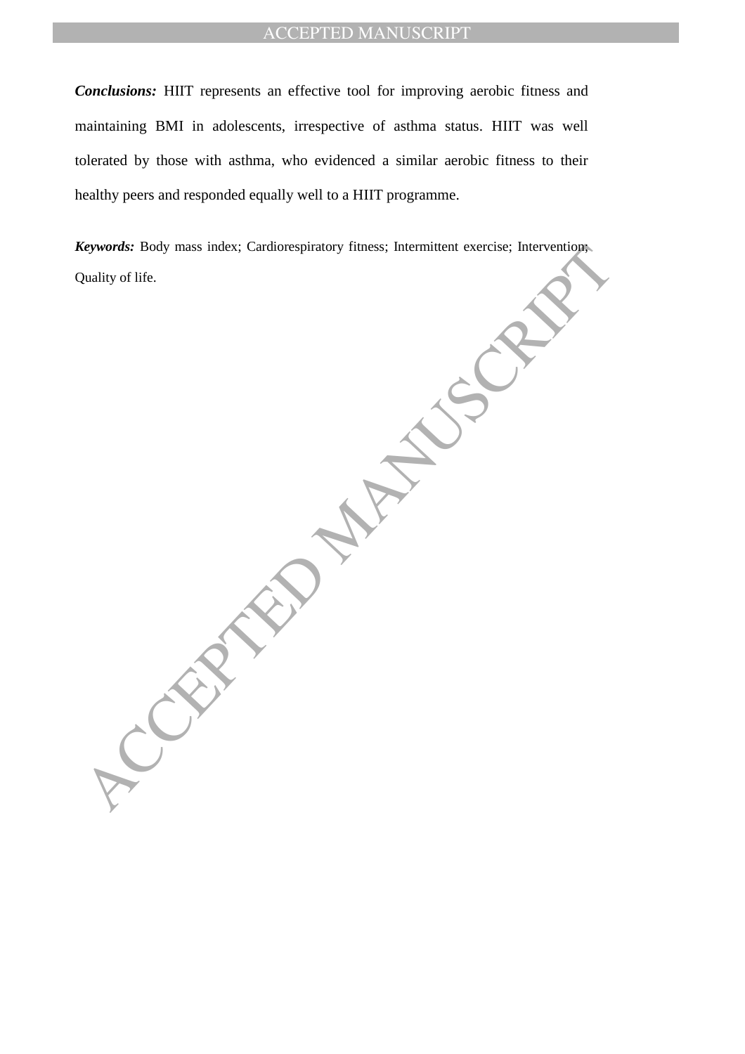***Conclusions:*** HIIT represents an effective tool for improving aerobic fitness and maintaining BMI in adolescents, irrespective of asthma status. HIIT was well tolerated by those with asthma, who evidenced a similar aerobic fitness to their healthy peers and responded equally well to a HIIT programme.

***Keywords:*** Body mass index; Cardiorespiratory fitness; Intermittent exercise; Intervention; Quality of life.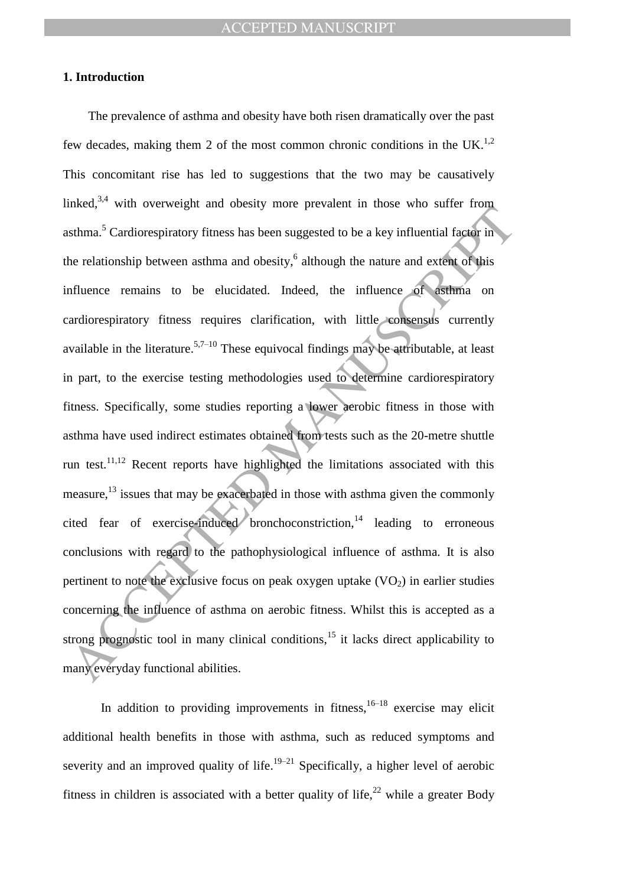## 1. Introduction

The prevalence of asthma and obesity have both risen dramatically over the past few decades, making them 2 of the most common chronic conditions in the UK.[1,2] This concomitant rise has led to suggestions that the two may be causatively linked,[3,4] with overweight and obesity more prevalent in those who suffer from asthma.[5] Cardiorespiratory fitness has been suggested to be a key influential factor in the relationship between asthma and obesity,[6] although the nature and extent of this influence remains to be elucidated. Indeed, the influence of asthma on cardiorespiratory fitness requires clarification, with little consensus currently available in the literature.[5,7–10] These equivocal findings may be attributable, at least in part, to the exercise testing methodologies used to determine cardiorespiratory fitness. Specifically, some studies reporting a lower aerobic fitness in those with asthma have used indirect estimates obtained from tests such as the 20-metre shuttle run test.[11,12] Recent reports have highlighted the limitations associated with this measure,[13] issues that may be exacerbated in those with asthma given the commonly cited fear of exercise-induced bronchoconstriction,[14] leading to erroneous conclusions with regard to the pathophysiological influence of asthma. It is also pertinent to note the exclusive focus on peak oxygen uptake ($VO_2$) in earlier studies concerning the influence of asthma on aerobic fitness. Whilst this is accepted as a strong prognostic tool in many clinical conditions,[15] it lacks direct applicability to many everyday functional abilities.

In addition to providing improvements in fitness,[16–18] exercise may elicit additional health benefits in those with asthma, such as reduced symptoms and severity and an improved quality of life.[19–21] Specifically, a higher level of aerobic fitness in children is associated with a better quality of life,[22] while a greater Body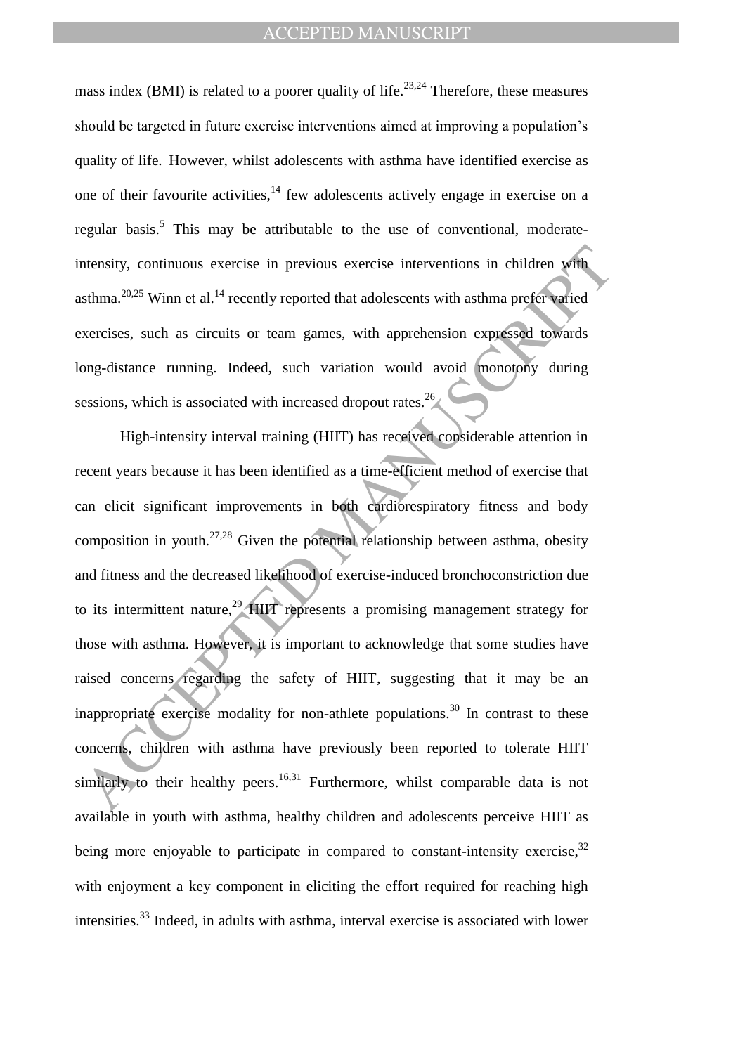mass index (BMI) is related to a poorer quality of life.[23,24] Therefore, these measures should be targeted in future exercise interventions aimed at improving a population's quality of life. However, whilst adolescents with asthma have identified exercise as one of their favourite activities,[14] few adolescents actively engage in exercise on a regular basis.[5] This may be attributable to the use of conventional, moderate-intensity, continuous exercise in previous exercise interventions in children with asthma.[20,25] Winn et al.[14] recently reported that adolescents with asthma prefer varied exercises, such as circuits or team games, with apprehension expressed towards long-distance running. Indeed, such variation would avoid monotony during sessions, which is associated with increased dropout rates.[26]

High-intensity interval training (HIIT) has received considerable attention in recent years because it has been identified as a time-efficient method of exercise that can elicit significant improvements in both cardiorespiratory fitness and body composition in youth.[27,28] Given the potential relationship between asthma, obesity and fitness and the decreased likelihood of exercise-induced bronchoconstriction due to its intermittent nature,[29] HIIT represents a promising management strategy for those with asthma. However, it is important to acknowledge that some studies have raised concerns regarding the safety of HIIT, suggesting that it may be an inappropriate exercise modality for non-athlete populations.[30] In contrast to these concerns, children with asthma have previously been reported to tolerate HIIT similarly to their healthy peers.[16,31] Furthermore, whilst comparable data is not available in youth with asthma, healthy children and adolescents perceive HIIT as being more enjoyable to participate in compared to constant-intensity exercise,[32] with enjoyment a key component in eliciting the effort required for reaching high intensities.[33] Indeed, in adults with asthma, interval exercise is associated with lower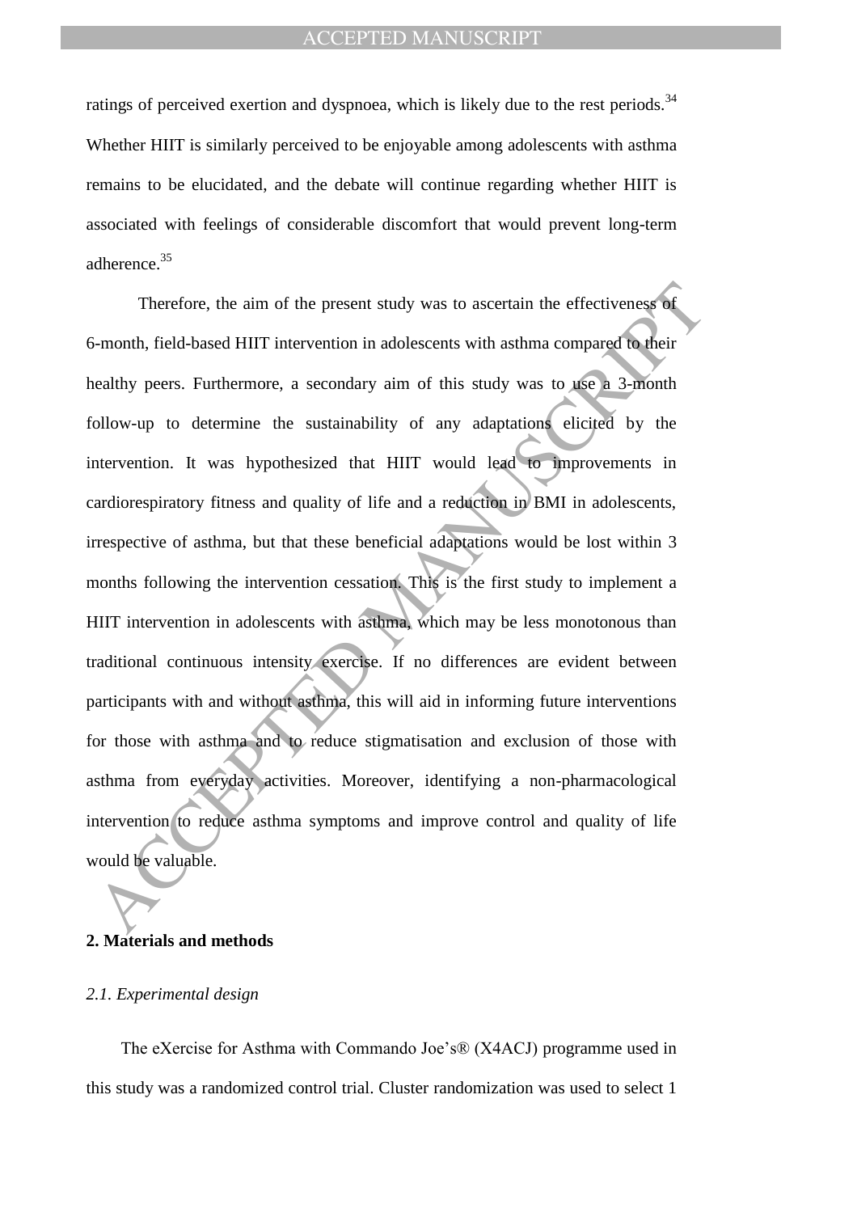ratings of perceived exertion and dyspnoea, which is likely due to the rest periods.[34] Whether HIIT is similarly perceived to be enjoyable among adolescents with asthma remains to be elucidated, and the debate will continue regarding whether HIIT is associated with feelings of considerable discomfort that would prevent long-term adherence.[35]

Therefore, the aim of the present study was to ascertain the effectiveness of 6-month, field-based HIIT intervention in adolescents with asthma compared to their healthy peers. Furthermore, a secondary aim of this study was to use a 3-month follow-up to determine the sustainability of any adaptations elicited by the intervention. It was hypothesized that HIIT would lead to improvements in cardiorespiratory fitness and quality of life and a reduction in BMI in adolescents, irrespective of asthma, but that these beneficial adaptations would be lost within 3 months following the intervention cessation. This is the first study to implement a HIIT intervention in adolescents with asthma, which may be less monotonous than traditional continuous intensity exercise. If no differences are evident between participants with and without asthma, this will aid in informing future interventions for those with asthma and to reduce stigmatisation and exclusion of those with asthma from everyday activities. Moreover, identifying a non-pharmacological intervention to reduce asthma symptoms and improve control and quality of life would be valuable.

## 2. Materials and methods

### *2.1. Experimental design*

The eXercise for Asthma with Commando Joe's® (X4ACJ) programme used in this study was a randomized control trial. Cluster randomization was used to select 1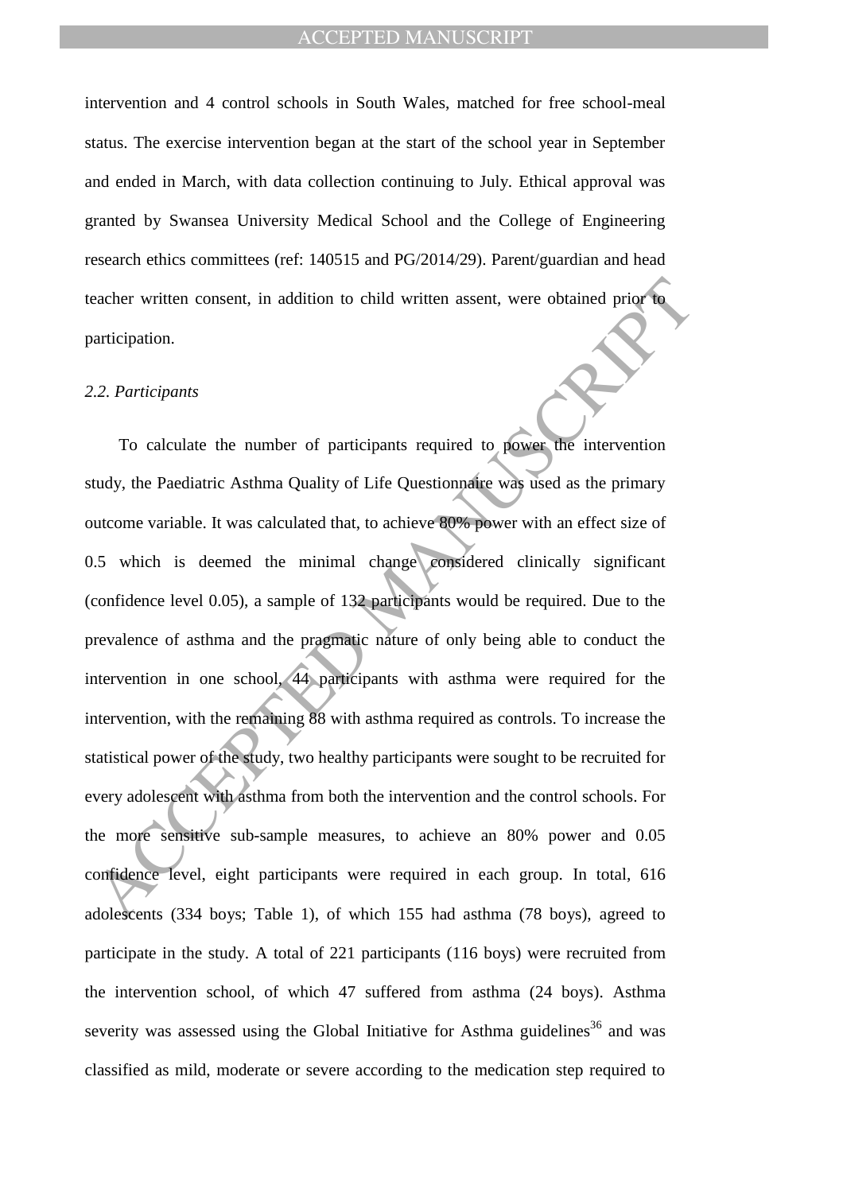intervention and 4 control schools in South Wales, matched for free school-meal status. The exercise intervention began at the start of the school year in September and ended in March, with data collection continuing to July. Ethical approval was granted by Swansea University Medical School and the College of Engineering research ethics committees (ref: 140515 and PG/2014/29). Parent/guardian and head teacher written consent, in addition to child written assent, were obtained prior to participation.

*2.2. Participants*

To calculate the number of participants required to power the intervention study, the Paediatric Asthma Quality of Life Questionnaire was used as the primary outcome variable. It was calculated that, to achieve 80% power with an effect size of 0.5 which is deemed the minimal change considered clinically significant (confidence level 0.05), a sample of 132 participants would be required. Due to the prevalence of asthma and the pragmatic nature of only being able to conduct the intervention in one school, 44 participants with asthma were required for the intervention, with the remaining 88 with asthma required as controls. To increase the statistical power of the study, two healthy participants were sought to be recruited for every adolescent with asthma from both the intervention and the control schools. For the more sensitive sub-sample measures, to achieve an 80% power and 0.05 confidence level, eight participants were required in each group. In total, 616 adolescents (334 boys; Table 1), of which 155 had asthma (78 boys), agreed to participate in the study. A total of 221 participants (116 boys) were recruited from the intervention school, of which 47 suffered from asthma (24 boys). Asthma severity was assessed using the Global Initiative for Asthma guidelines[36] and was classified as mild, moderate or severe according to the medication step required to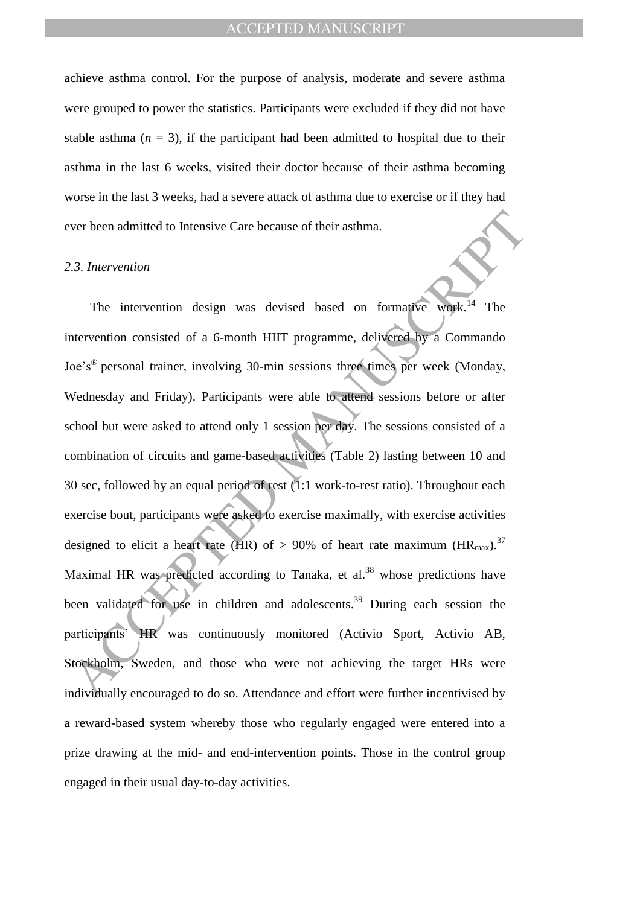achieve asthma control. For the purpose of analysis, moderate and severe asthma were grouped to power the statistics. Participants were excluded if they did not have stable asthma (*n* = 3), if the participant had been admitted to hospital due to their asthma in the last 6 weeks, visited their doctor because of their asthma becoming worse in the last 3 weeks, had a severe attack of asthma due to exercise or if they had ever been admitted to Intensive Care because of their asthma.

*2.3. Intervention*

The intervention design was devised based on formative work.[14] The intervention consisted of a 6-month HIIT programme, delivered by a Commando Joe's® personal trainer, involving 30-min sessions three times per week (Monday, Wednesday and Friday). Participants were able to attend sessions before or after school but were asked to attend only 1 session per day. The sessions consisted of a combination of circuits and game-based activities (Table 2) lasting between 10 and 30 sec, followed by an equal period of rest (1:1 work-to-rest ratio). Throughout each exercise bout, participants were asked to exercise maximally, with exercise activities designed to elicit a heart rate (HR) of > 90% of heart rate maximum ($HR_{max}$).[37] Maximal HR was predicted according to Tanaka, et al.[38] whose predictions have been validated for use in children and adolescents.[39] During each session the participants' HR was continuously monitored (Activio Sport, Activio AB, Stockholm, Sweden, and those who were not achieving the target HRs were individually encouraged to do so. Attendance and effort were further incentivised by a reward-based system whereby those who regularly engaged were entered into a prize drawing at the mid- and end-intervention points. Those in the control group engaged in their usual day-to-day activities.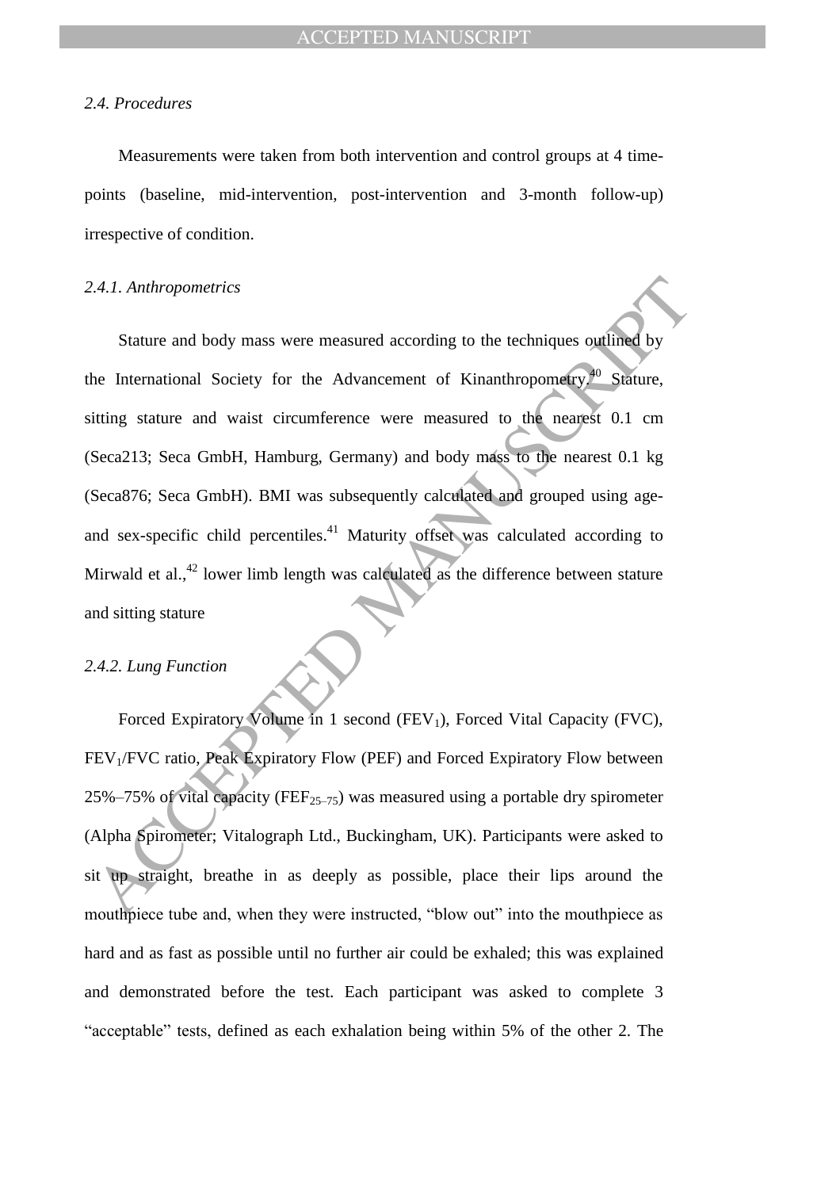*2.4. Procedures*

Measurements were taken from both intervention and control groups at 4 time-points (baseline, mid-intervention, post-intervention and 3-month follow-up) irrespective of condition.

*2.4.1. Anthropometrics*

Stature and body mass were measured according to the techniques outlined by the International Society for the Advancement of Kinanthropometry.[40] Stature, sitting stature and waist circumference were measured to the nearest 0.1 cm (Seca213; Seca GmbH, Hamburg, Germany) and body mass to the nearest 0.1 kg (Seca876; Seca GmbH). BMI was subsequently calculated and grouped using age- and sex-specific child percentiles.[41] Maturity offset was calculated according to Mirwald et al.,[42] lower limb length was calculated as the difference between stature and sitting stature

*2.4.2. Lung Function*

Forced Expiratory Volume in 1 second ($FEV_1$), Forced Vital Capacity (FVC), $FEV_1$/FVC ratio, Peak Expiratory Flow (PEF) and Forced Expiratory Flow between 25%–75% of vital capacity ($FEF_{25–75}$) was measured using a portable dry spirometer (Alpha Spirometer; Vitalograph Ltd., Buckingham, UK). Participants were asked to sit up straight, breathe in as deeply as possible, place their lips around the mouthpiece tube and, when they were instructed, "blow out" into the mouthpiece as hard and as fast as possible until no further air could be exhaled; this was explained and demonstrated before the test. Each participant was asked to complete 3 "acceptable" tests, defined as each exhalation being within 5% of the other 2. The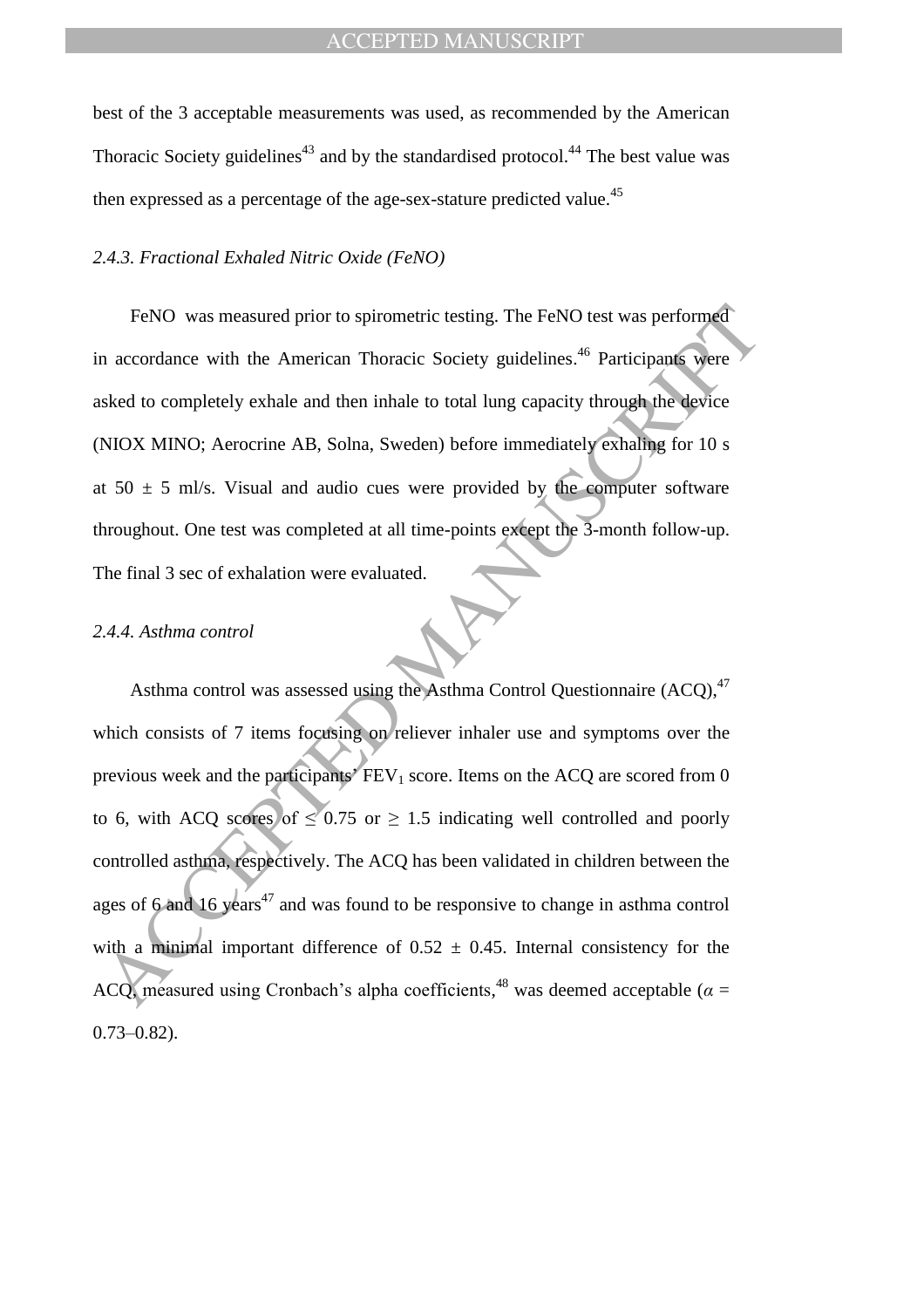best of the 3 acceptable measurements was used, as recommended by the American Thoracic Society guidelines[43] and by the standardised protocol.[44] The best value was then expressed as a percentage of the age-sex-stature predicted value.[45]

### *2.4.3. Fractional Exhaled Nitric Oxide (FeNO)*

FeNO was measured prior to spirometric testing. The FeNO test was performed in accordance with the American Thoracic Society guidelines.[46] Participants were asked to completely exhale and then inhale to total lung capacity through the device (NIOX MINO; Aerocrine AB, Solna, Sweden) before immediately exhaling for 10 s at 50 ± 5 ml/s. Visual and audio cues were provided by the computer software throughout. One test was completed at all time-points except the 3-month follow-up. The final 3 sec of exhalation were evaluated.

### *2.4.4. Asthma control*

Asthma control was assessed using the Asthma Control Questionnaire (ACQ),[47] which consists of 7 items focusing on reliever inhaler use and symptoms over the previous week and the participants' $FEV_1$ score. Items on the ACQ are scored from 0 to 6, with ACQ scores of ≤ 0.75 or ≥ 1.5 indicating well controlled and poorly controlled asthma, respectively. The ACQ has been validated in children between the ages of 6 and 16 years[47] and was found to be responsive to change in asthma control with a minimal important difference of 0.52 ± 0.45. Internal consistency for the ACQ, measured using Cronbach's alpha coefficients,[48] was deemed acceptable ($\alpha$ = 0.73–0.82).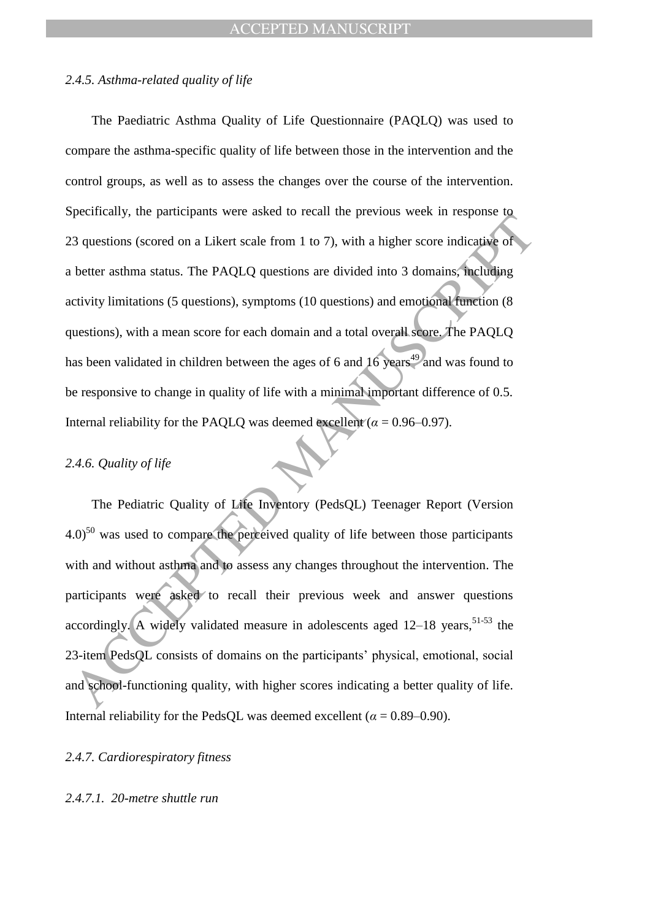*2.4.5. Asthma-related quality of life*

The Paediatric Asthma Quality of Life Questionnaire (PAQLQ) was used to compare the asthma-specific quality of life between those in the intervention and the control groups, as well as to assess the changes over the course of the intervention. Specifically, the participants were asked to recall the previous week in response to 23 questions (scored on a Likert scale from 1 to 7), with a higher score indicative of a better asthma status. The PAQLQ questions are divided into 3 domains, including activity limitations (5 questions), symptoms (10 questions) and emotional function (8 questions), with a mean score for each domain and a total overall score. The PAQLQ has been validated in children between the ages of 6 and 16 years[49] and was found to be responsive to change in quality of life with a minimal important difference of 0.5. Internal reliability for the PAQLQ was deemed excellent ($\alpha$ = 0.96–0.97).

*2.4.6. Quality of life*

The Pediatric Quality of Life Inventory (PedsQL) Teenager Report (Version 4.0)[50] was used to compare the perceived quality of life between those participants with and without asthma and to assess any changes throughout the intervention. The participants were asked to recall their previous week and answer questions accordingly. A widely validated measure in adolescents aged 12–18 years,[51-53] the 23-item PedsQL consists of domains on the participants' physical, emotional, social and school-functioning quality, with higher scores indicating a better quality of life. Internal reliability for the PedsQL was deemed excellent ($\alpha$ = 0.89–0.90).

*2.4.7. Cardiorespiratory fitness*

*2.4.7.1. 20-metre shuttle run*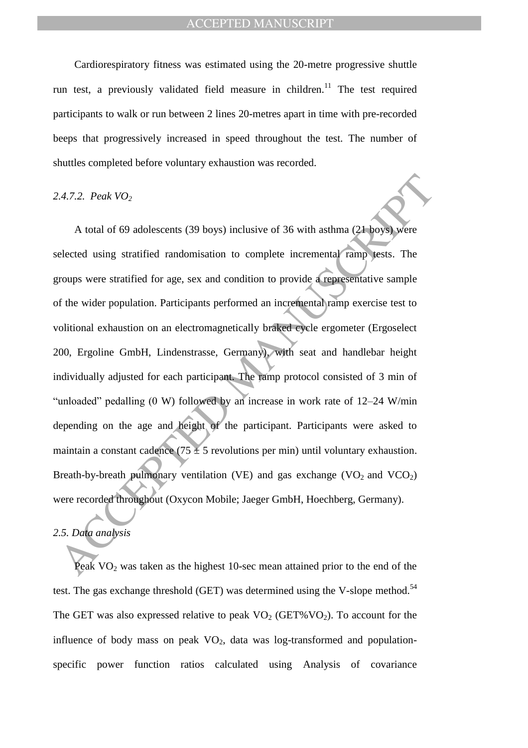Cardiorespiratory fitness was estimated using the 20-metre progressive shuttle run test, a previously validated field measure in children.[11] The test required participants to walk or run between 2 lines 20-metres apart in time with pre-recorded beeps that progressively increased in speed throughout the test. The number of shuttles completed before voluntary exhaustion was recorded.

#### *2.4.7.2. Peak $VO_2$*

A total of 69 adolescents (39 boys) inclusive of 36 with asthma (21 boys) were selected using stratified randomisation to complete incremental ramp tests. The groups were stratified for age, sex and condition to provide a representative sample of the wider population. Participants performed an incremental ramp exercise test to volitional exhaustion on an electromagnetically braked cycle ergometer (Ergoselect 200, Ergoline GmbH, Lindenstrasse, Germany), with seat and handlebar height individually adjusted for each participant. The ramp protocol consisted of 3 min of "unloaded" pedalling (0 W) followed by an increase in work rate of 12–24 W/min depending on the age and height of the participant. Participants were asked to maintain a constant cadence (75 ± 5 revolutions per min) until voluntary exhaustion. Breath-by-breath pulmonary ventilation (VE) and gas exchange ($VO_2$ and $VCO_2$) were recorded throughout (Oxycon Mobile; Jaeger GmbH, Hoechberg, Germany).

### *2.5. Data analysis*

Peak $VO_2$ was taken as the highest 10-sec mean attained prior to the end of the test. The gas exchange threshold (GET) was determined using the V-slope method.[54] The GET was also expressed relative to peak $VO_2$ (GET%$VO_2$). To account for the influence of body mass on peak $VO_2$, data was log-transformed and population-specific power function ratios calculated using Analysis of covariance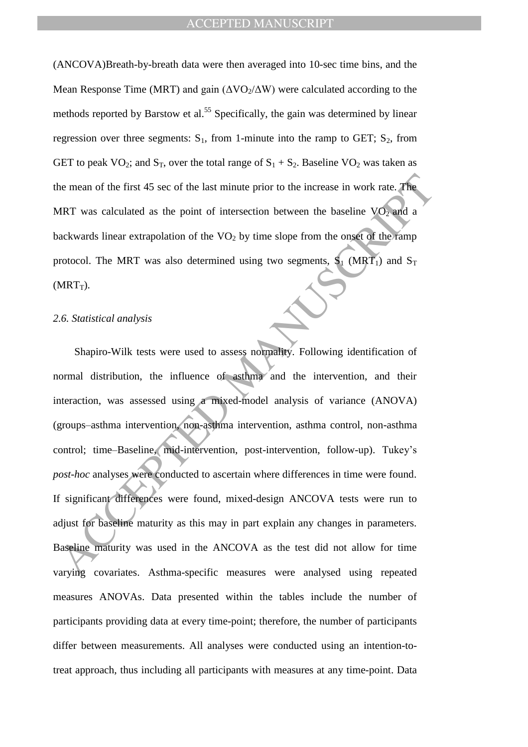(ANCOVA)Breath-by-breath data were then averaged into 10-sec time bins, and the Mean Response Time (MRT) and gain ($\Delta VO_2/\Delta W$) were calculated according to the methods reported by Barstow et al.[55] Specifically, the gain was determined by linear regression over three segments: $S_1$, from 1-minute into the ramp to GET; $S_2$, from GET to peak $VO_2$; and $S_T$, over the total range of $S_1 + S_2$. Baseline $VO_2$ was taken as the mean of the first 45 sec of the last minute prior to the increase in work rate. The MRT was calculated as the point of intersection between the baseline $VO_2$ and a backwards linear extrapolation of the $VO_2$ by time slope from the onset of the ramp protocol. The MRT was also determined using two segments, $S_1$ ($MRT_1$) and $S_T$ ($MRT_T$).

### *2.6. Statistical analysis*

Shapiro-Wilk tests were used to assess normality. Following identification of normal distribution, the influence of asthma and the intervention, and their interaction, was assessed using a mixed-model analysis of variance (ANOVA) (groups–asthma intervention, non-asthma intervention, asthma control, non-asthma control; time–Baseline, mid-intervention, post-intervention, follow-up). Tukey's *post-hoc* analyses were conducted to ascertain where differences in time were found. If significant differences were found, mixed-design ANCOVA tests were run to adjust for baseline maturity as this may in part explain any changes in parameters. Baseline maturity was used in the ANCOVA as the test did not allow for time varying covariates. Asthma-specific measures were analysed using repeated measures ANOVAs. Data presented within the tables include the number of participants providing data at every time-point; therefore, the number of participants differ between measurements. All analyses were conducted using an intention-to-treat approach, thus including all participants with measures at any time-point. Data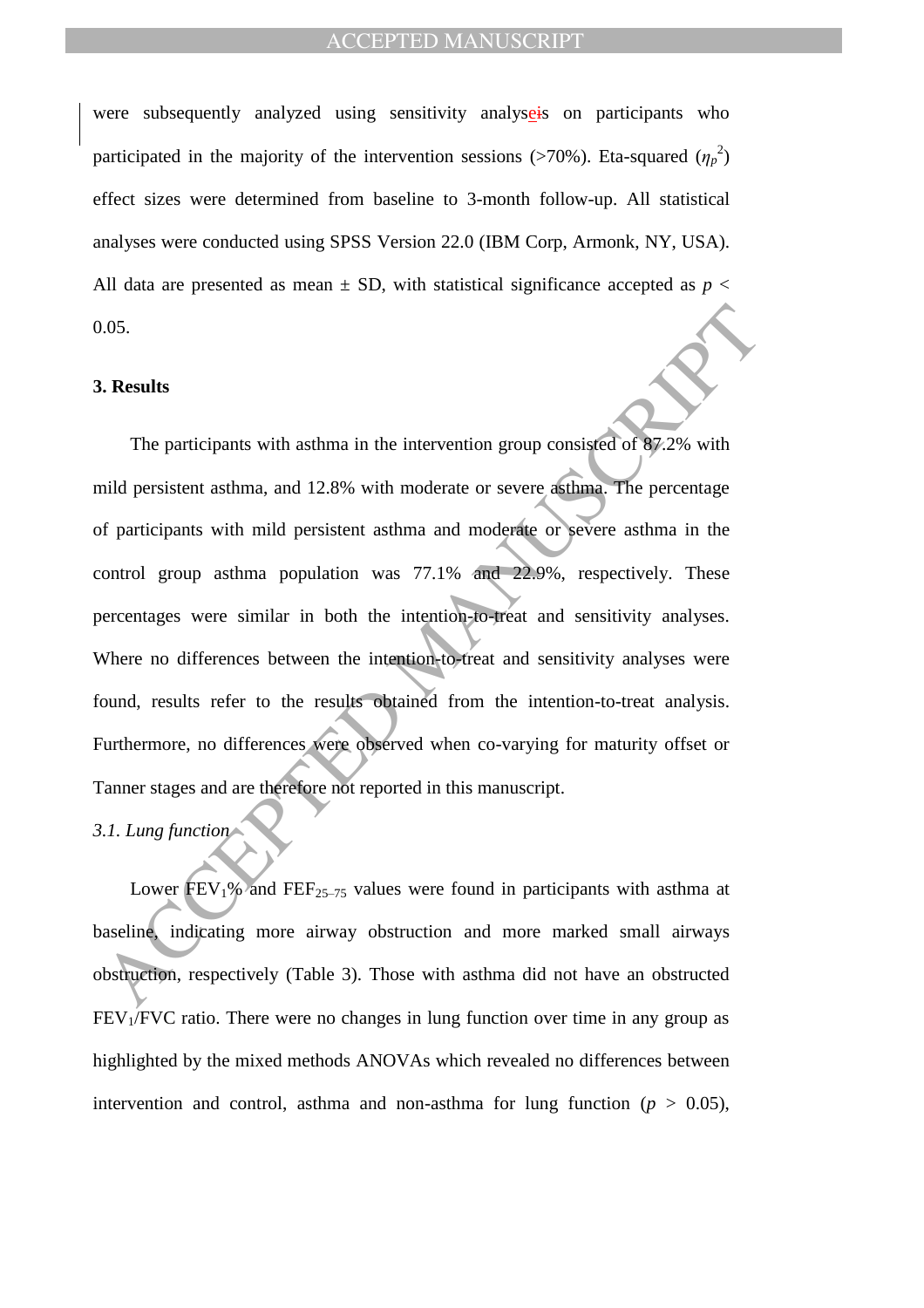were subsequently analyzed using sensitivity analyses on participants who participated in the majority of the intervention sessions (>70%). Eta-squared ($\eta_p^2$) effect sizes were determined from baseline to 3-month follow-up. All statistical analyses were conducted using SPSS Version 22.0 (IBM Corp, Armonk, NY, USA). All data are presented as mean ± SD, with statistical significance accepted as $p < 0.05$.

### 3. Results

The participants with asthma in the intervention group consisted of 87.2% with mild persistent asthma, and 12.8% with moderate or severe asthma. The percentage of participants with mild persistent asthma and moderate or severe asthma in the control group asthma population was 77.1% and 22.9%, respectively. These percentages were similar in both the intention-to-treat and sensitivity analyses. Where no differences between the intention-to-treat and sensitivity analyses were found, results refer to the results obtained from the intention-to-treat analysis. Furthermore, no differences were observed when co-varying for maturity offset or Tanner stages and are therefore not reported in this manuscript.

#### *3.1. Lung function*

Lower $FEV_1$% and $FEF_{25\text{–}75}$ values were found in participants with asthma at baseline, indicating more airway obstruction and more marked small airways obstruction, respectively (Table 3). Those with asthma did not have an obstructed $FEV_1$/FVC ratio. There were no changes in lung function over time in any group as highlighted by the mixed methods ANOVAs which revealed no differences between intervention and control, asthma and non-asthma for lung function ($p > 0.05$),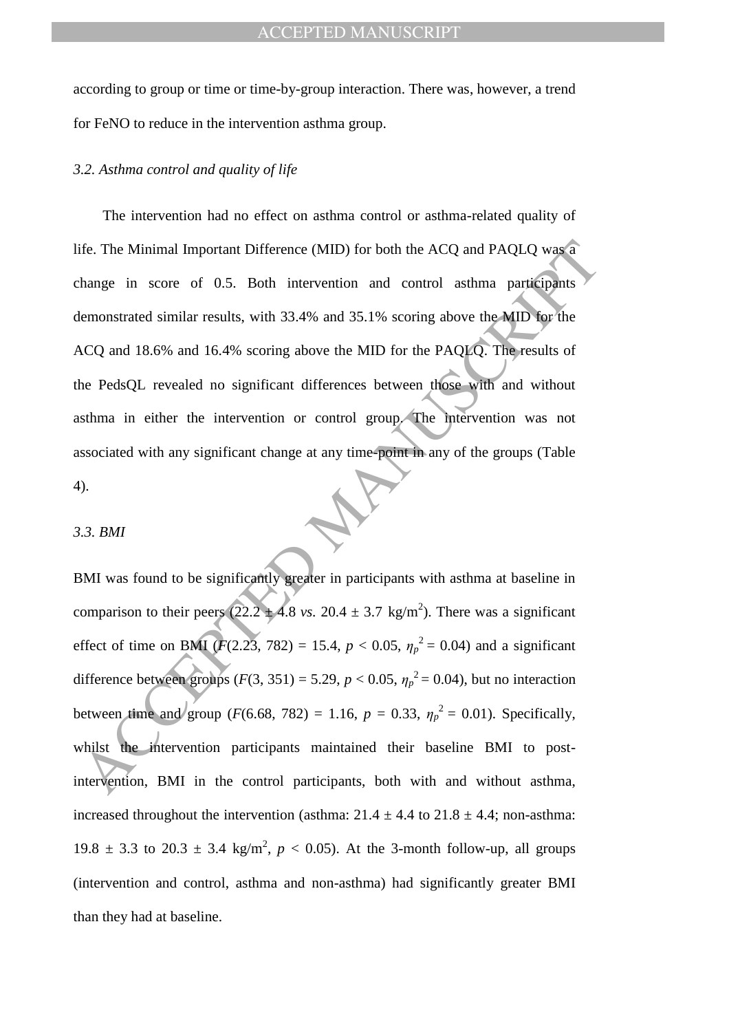according to group or time or time-by-group interaction. There was, however, a trend for FeNO to reduce in the intervention asthma group.

### *3.2. Asthma control and quality of life*

The intervention had no effect on asthma control or asthma-related quality of life. The Minimal Important Difference (MID) for both the ACQ and PAQLQ was a change in score of 0.5. Both intervention and control asthma participants demonstrated similar results, with 33.4% and 35.1% scoring above the MID for the ACQ and 18.6% and 16.4% scoring above the MID for the PAQLQ. The results of the PedsQL revealed no significant differences between those with and without asthma in either the intervention or control group. The intervention was not associated with any significant change at any time-point in any of the groups (Table 4).

### *3.3. BMI*

BMI was found to be significantly greater in participants with asthma at baseline in comparison to their peers (22.2 ± 4.8 *vs.* 20.4 ± 3.7 kg/m$^2$). There was a significant effect of time on BMI ($F(2.23, 782) = 15.4$, $p < 0.05$, $\eta_p^2 = 0.04$) and a significant difference between groups ($F(3, 351) = 5.29$, $p < 0.05$, $\eta_p^2 = 0.04$), but no interaction between time and group ($F(6.68, 782) = 1.16$, $p = 0.33$, $\eta_p^2 = 0.01$). Specifically, whilst the intervention participants maintained their baseline BMI to post-intervention, BMI in the control participants, both with and without asthma, increased throughout the intervention (asthma: 21.4 ± 4.4 to 21.8 ± 4.4; non-asthma: 19.8 ± 3.3 to 20.3 ± 3.4 kg/m$^2$, $p < 0.05$). At the 3-month follow-up, all groups (intervention and control, asthma and non-asthma) had significantly greater BMI than they had at baseline.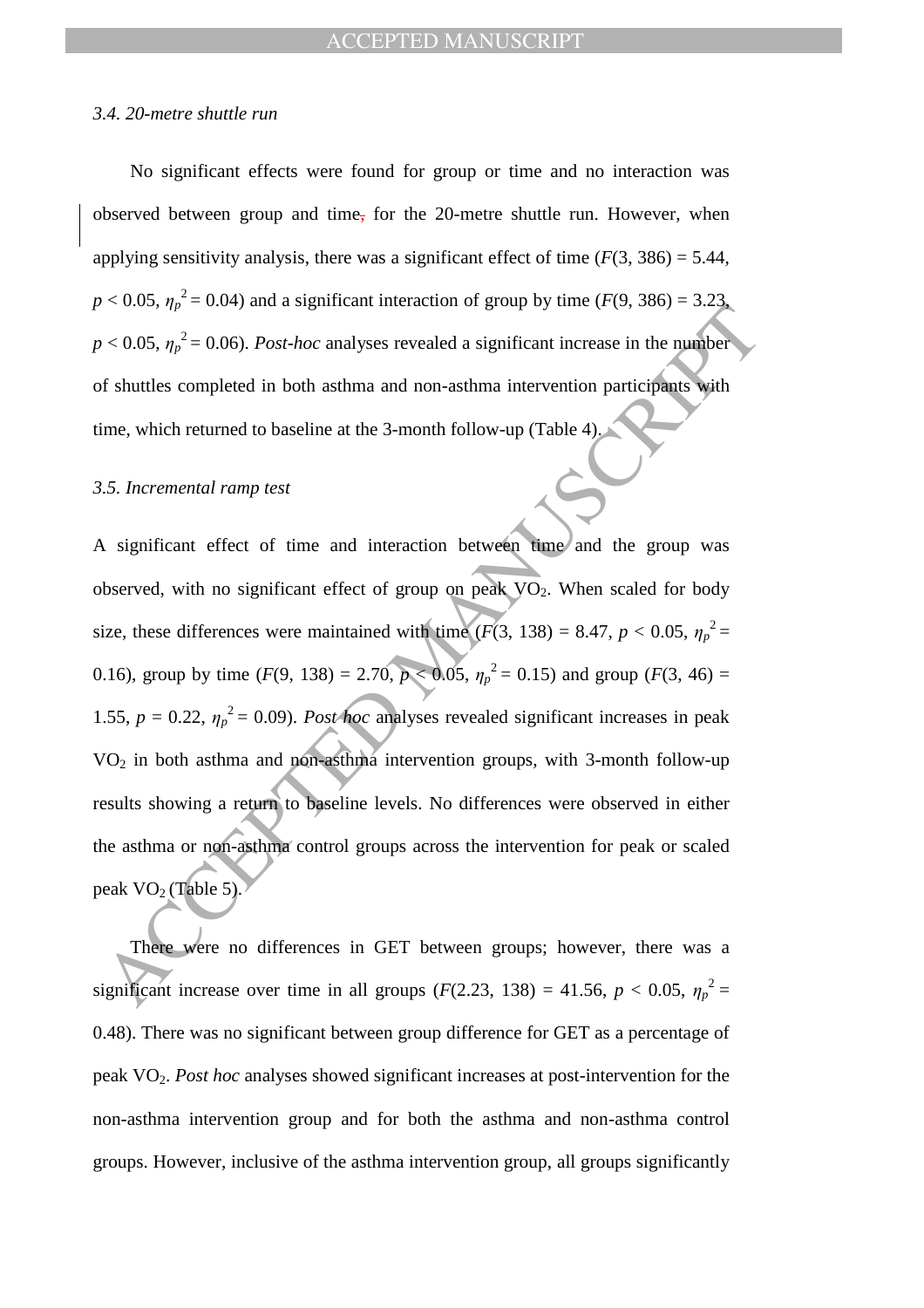### 3.4. 20-metre shuttle run

No significant effects were found for group or time and no interaction was observed between group and time, for the 20-metre shuttle run. However, when applying sensitivity analysis, there was a significant effect of time ($F(3, 386) = 5.44$, $p < 0.05$, $\eta_p^2 = 0.04$) and a significant interaction of group by time ($F(9, 386) = 3.23$, $p < 0.05$, $\eta_p^2 = 0.06$). *Post-hoc* analyses revealed a significant increase in the number of shuttles completed in both asthma and non-asthma intervention participants with time, which returned to baseline at the 3-month follow-up (Table 4).

### 3.5. Incremental ramp test

A significant effect of time and interaction between time and the group was observed, with no significant effect of group on peak $VO_2$. When scaled for body size, these differences were maintained with time ($F(3, 138) = 8.47$, $p < 0.05$, $\eta_p^2 = 0.16$), group by time ($F(9, 138) = 2.70$, $p < 0.05$, $\eta_p^2 = 0.15$) and group ($F(3, 46) = 1.55$, $p = 0.22$, $\eta_p^2 = 0.09$). *Post hoc* analyses revealed significant increases in peak $VO_2$ in both asthma and non-asthma intervention groups, with 3-month follow-up results showing a return to baseline levels. No differences were observed in either the asthma or non-asthma control groups across the intervention for peak or scaled peak $VO_2$ (Table 5).

There were no differences in GET between groups; however, there was a significant increase over time in all groups ($F(2.23, 138) = 41.56$, $p < 0.05$, $\eta_p^2 = 0.48$). There was no significant between group difference for GET as a percentage of peak $VO_2$. *Post hoc* analyses showed significant increases at post-intervention for the non-asthma intervention group and for both the asthma and non-asthma control groups. However, inclusive of the asthma intervention group, all groups significantly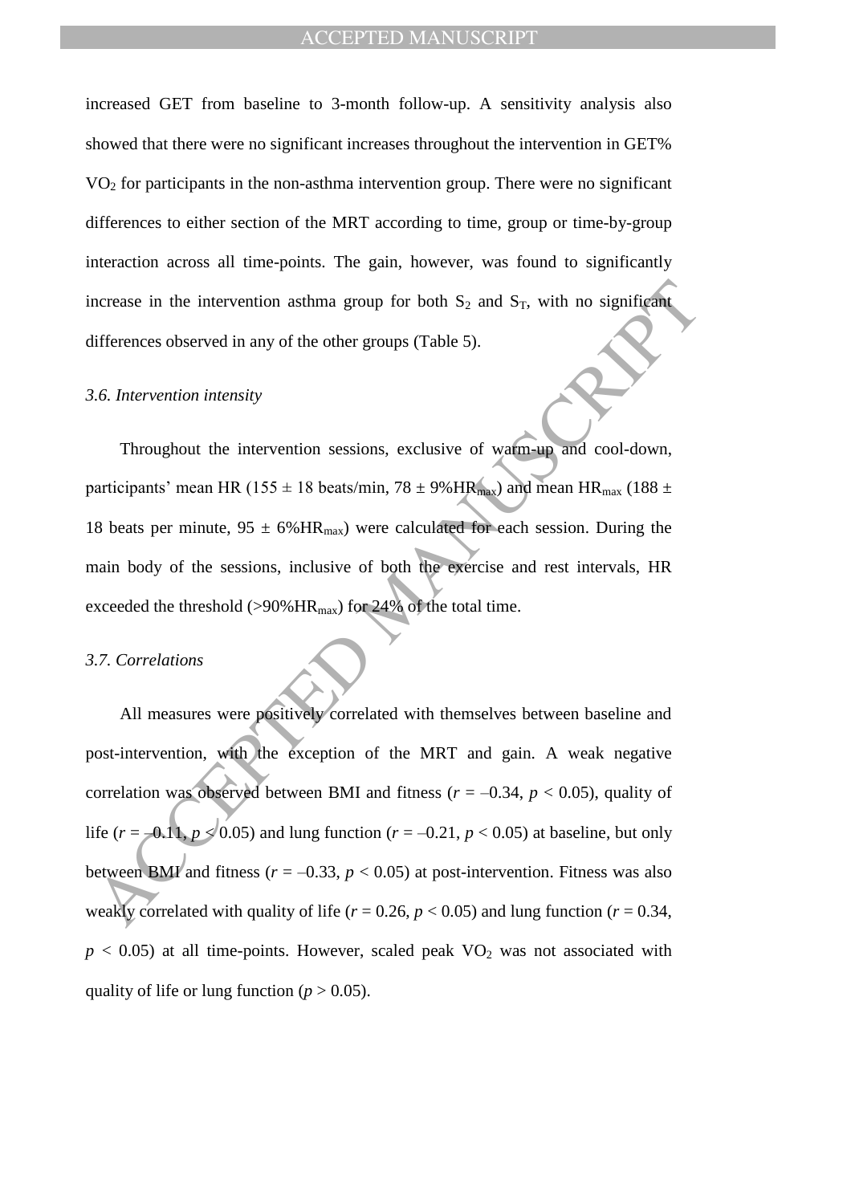increased GET from baseline to 3-month follow-up. A sensitivity analysis also showed that there were no significant increases throughout the intervention in GET% $VO_2$ for participants in the non-asthma intervention group. There were no significant differences to either section of the MRT according to time, group or time-by-group interaction across all time-points. The gain, however, was found to significantly increase in the intervention asthma group for both $S_2$ and $S_T$, with no significant differences observed in any of the other groups (Table 5).

### *3.6. Intervention intensity*

Throughout the intervention sessions, exclusive of warm-up and cool-down, participants' mean HR (155 ± 18 beats/min, 78 ± 9%$HR_{max}$) and mean $HR_{max}$ (188 ± 18 beats per minute, 95 ± 6%$HR_{max}$) were calculated for each session. During the main body of the sessions, inclusive of both the exercise and rest intervals, HR exceeded the threshold (>90%$HR_{max}$) for 24% of the total time.

### *3.7. Correlations*

All measures were positively correlated with themselves between baseline and post-intervention, with the exception of the MRT and gain. A weak negative correlation was observed between BMI and fitness ($r$ = –0.34, $p < 0.05$), quality of life ($r$ = –0.11, $p < 0.05$) and lung function ($r$ = –0.21, $p < 0.05$) at baseline, but only between BMI and fitness ($r$ = –0.33, $p < 0.05$) at post-intervention. Fitness was also weakly correlated with quality of life ($r$ = 0.26, $p < 0.05$) and lung function ($r$ = 0.34, $p < 0.05$) at all time-points. However, scaled peak $VO_2$ was not associated with quality of life or lung function ($p > 0.05$).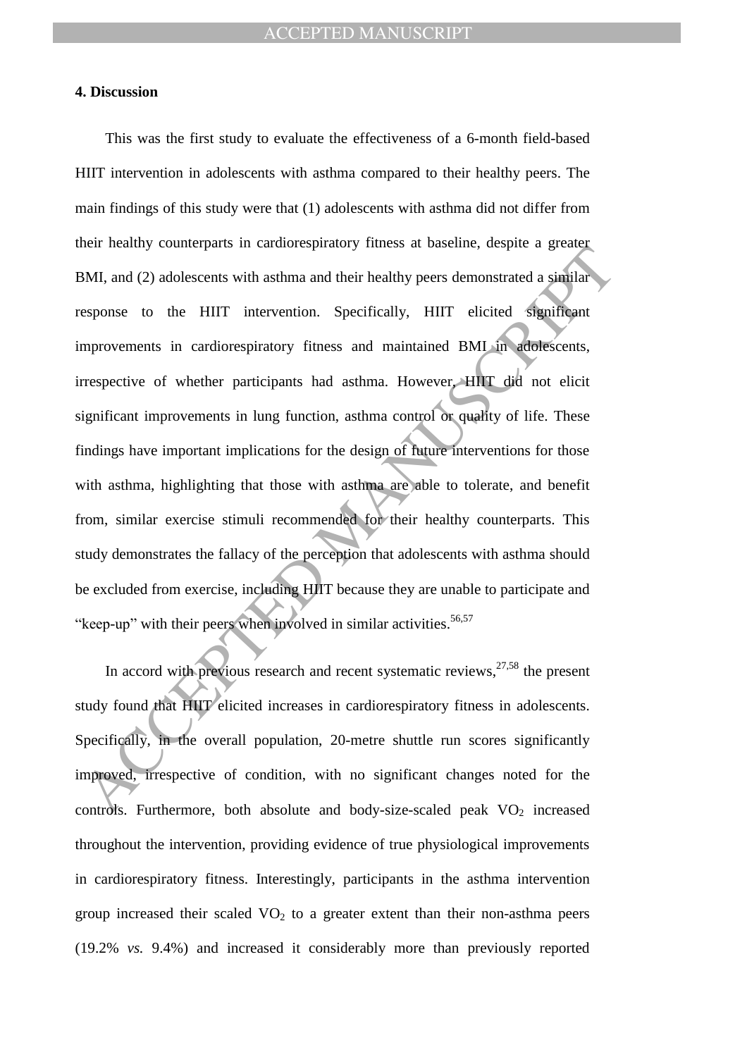## 4. Discussion

This was the first study to evaluate the effectiveness of a 6-month field-based HIIT intervention in adolescents with asthma compared to their healthy peers. The main findings of this study were that (1) adolescents with asthma did not differ from their healthy counterparts in cardiorespiratory fitness at baseline, despite a greater BMI, and (2) adolescents with asthma and their healthy peers demonstrated a similar response to the HIIT intervention. Specifically, HIIT elicited significant improvements in cardiorespiratory fitness and maintained BMI in adolescents, irrespective of whether participants had asthma. However, HIIT did not elicit significant improvements in lung function, asthma control or quality of life. These findings have important implications for the design of future interventions for those with asthma, highlighting that those with asthma are able to tolerate, and benefit from, similar exercise stimuli recommended for their healthy counterparts. This study demonstrates the fallacy of the perception that adolescents with asthma should be excluded from exercise, including HIIT because they are unable to participate and "keep-up" with their peers when involved in similar activities.[56,57]

In accord with previous research and recent systematic reviews,[27,58] the present study found that HIIT elicited increases in cardiorespiratory fitness in adolescents. Specifically, in the overall population, 20-metre shuttle run scores significantly improved, irrespective of condition, with no significant changes noted for the controls. Furthermore, both absolute and body-size-scaled peak $VO_2$ increased throughout the intervention, providing evidence of true physiological improvements in cardiorespiratory fitness. Interestingly, participants in the asthma intervention group increased their scaled $VO_2$ to a greater extent than their non-asthma peers (19.2% *vs.* 9.4%) and increased it considerably more than previously reported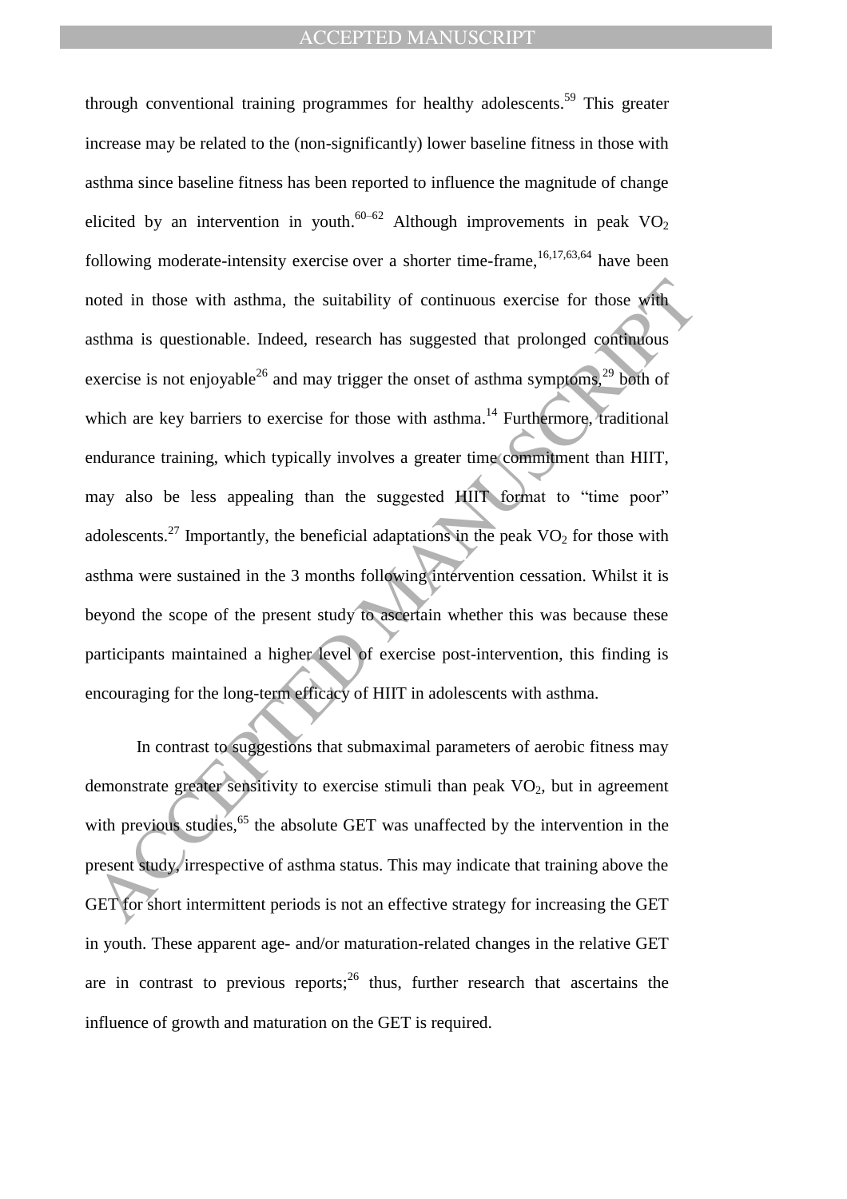through conventional training programmes for healthy adolescents.[59] This greater increase may be related to the (non-significantly) lower baseline fitness in those with asthma since baseline fitness has been reported to influence the magnitude of change elicited by an intervention in youth.[60–62] Although improvements in peak $VO_2$ following moderate-intensity exercise over a shorter time-frame,[16,17,63,64] have been noted in those with asthma, the suitability of continuous exercise for those with asthma is questionable. Indeed, research has suggested that prolonged continuous exercise is not enjoyable[26] and may trigger the onset of asthma symptoms,[29] both of which are key barriers to exercise for those with asthma.[14] Furthermore, traditional endurance training, which typically involves a greater time commitment than HIIT, may also be less appealing than the suggested HIIT format to "time poor" adolescents.[27] Importantly, the beneficial adaptations in the peak $VO_2$ for those with asthma were sustained in the 3 months following intervention cessation. Whilst it is beyond the scope of the present study to ascertain whether this was because these participants maintained a higher level of exercise post-intervention, this finding is encouraging for the long-term efficacy of HIIT in adolescents with asthma.

In contrast to suggestions that submaximal parameters of aerobic fitness may demonstrate greater sensitivity to exercise stimuli than peak $VO_2$, but in agreement with previous studies,[65] the absolute GET was unaffected by the intervention in the present study, irrespective of asthma status. This may indicate that training above the GET for short intermittent periods is not an effective strategy for increasing the GET in youth. These apparent age- and/or maturation-related changes in the relative GET are in contrast to previous reports;[26] thus, further research that ascertains the influence of growth and maturation on the GET is required.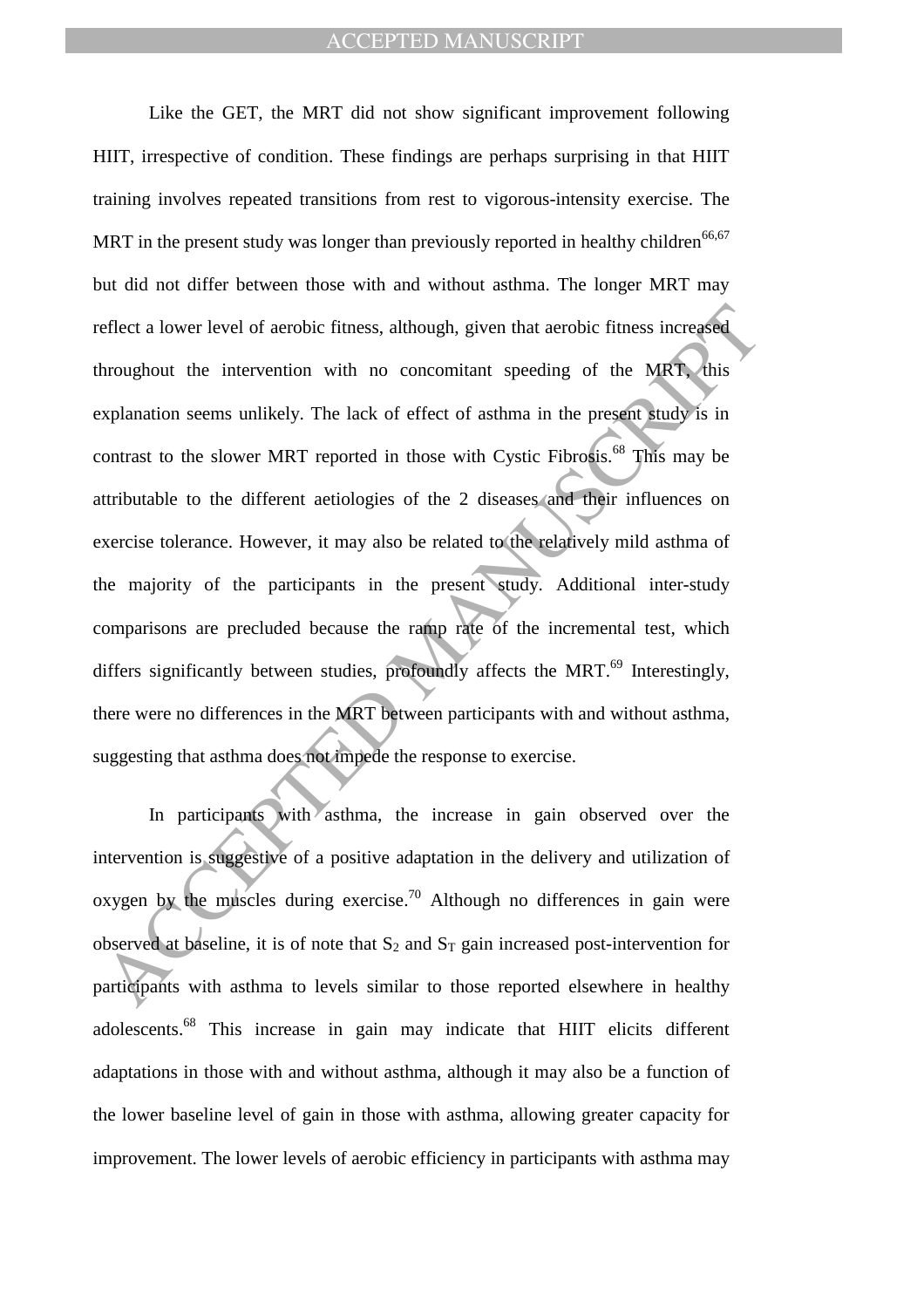Like the GET, the MRT did not show significant improvement following HIIT, irrespective of condition. These findings are perhaps surprising in that HIIT training involves repeated transitions from rest to vigorous-intensity exercise. The MRT in the present study was longer than previously reported in healthy children[66,67] but did not differ between those with and without asthma. The longer MRT may reflect a lower level of aerobic fitness, although, given that aerobic fitness increased throughout the intervention with no concomitant speeding of the MRT, this explanation seems unlikely. The lack of effect of asthma in the present study is in contrast to the slower MRT reported in those with Cystic Fibrosis.[68] This may be attributable to the different aetiologies of the 2 diseases and their influences on exercise tolerance. However, it may also be related to the relatively mild asthma of the majority of the participants in the present study. Additional inter-study comparisons are precluded because the ramp rate of the incremental test, which differs significantly between studies, profoundly affects the MRT.[69] Interestingly, there were no differences in the MRT between participants with and without asthma, suggesting that asthma does not impede the response to exercise.

In participants with asthma, the increase in gain observed over the intervention is suggestive of a positive adaptation in the delivery and utilization of oxygen by the muscles during exercise.[70] Although no differences in gain were observed at baseline, it is of note that $S_2$ and $S_T$ gain increased post-intervention for participants with asthma to levels similar to those reported elsewhere in healthy adolescents.[68] This increase in gain may indicate that HIIT elicits different adaptations in those with and without asthma, although it may also be a function of the lower baseline level of gain in those with asthma, allowing greater capacity for improvement. The lower levels of aerobic efficiency in participants with asthma may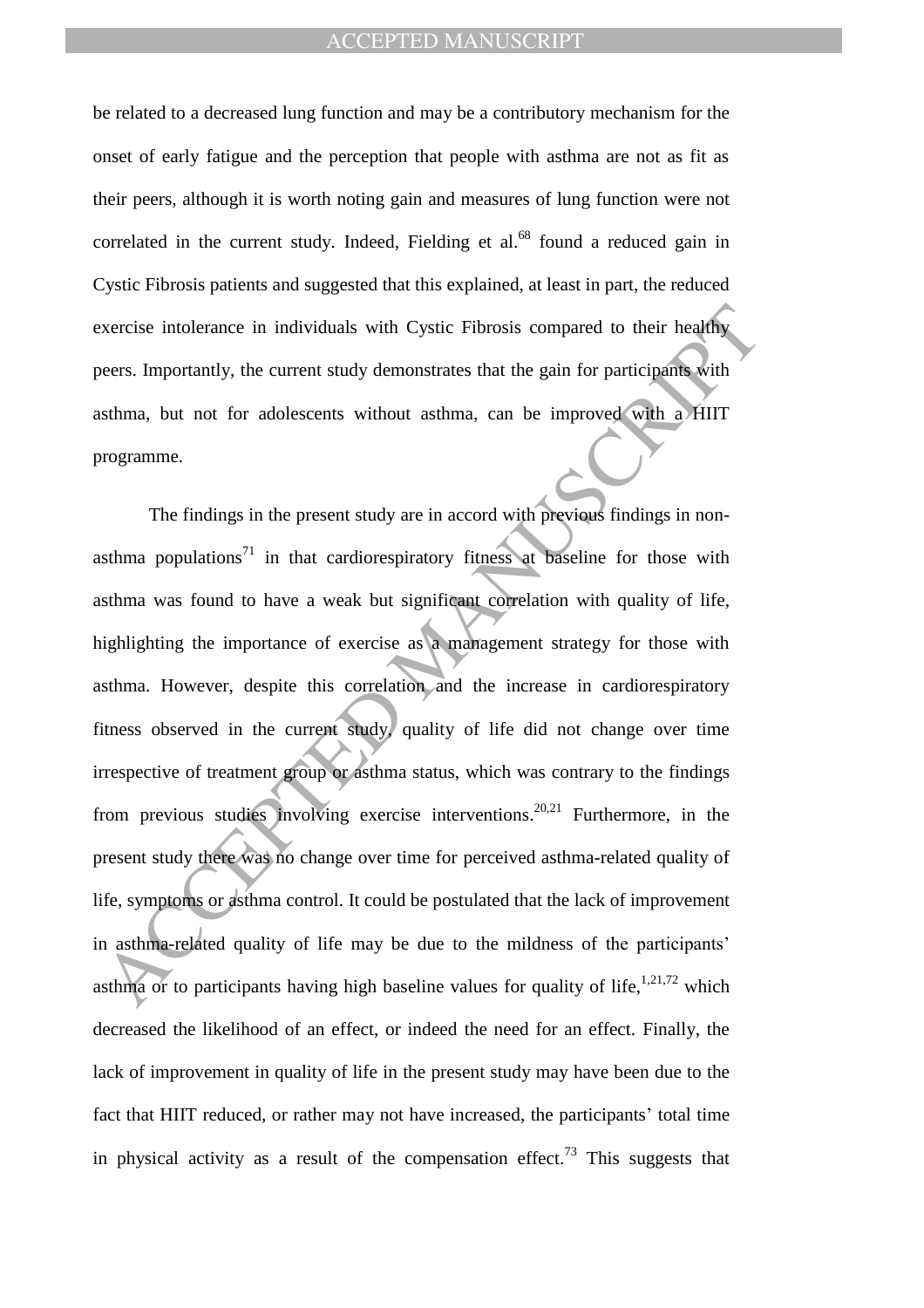be related to a decreased lung function and may be a contributory mechanism for the onset of early fatigue and the perception that people with asthma are not as fit as their peers, although it is worth noting gain and measures of lung function were not correlated in the current study. Indeed, Fielding et al.[68] found a reduced gain in Cystic Fibrosis patients and suggested that this explained, at least in part, the reduced exercise intolerance in individuals with Cystic Fibrosis compared to their healthy peers. Importantly, the current study demonstrates that the gain for participants with asthma, but not for adolescents without asthma, can be improved with a HIIT programme.

The findings in the present study are in accord with previous findings in non-asthma populations[71] in that cardiorespiratory fitness at baseline for those with asthma was found to have a weak but significant correlation with quality of life, highlighting the importance of exercise as a management strategy for those with asthma. However, despite this correlation and the increase in cardiorespiratory fitness observed in the current study, quality of life did not change over time irrespective of treatment group or asthma status, which was contrary to the findings from previous studies involving exercise interventions.[20,21] Furthermore, in the present study there was no change over time for perceived asthma-related quality of life, symptoms or asthma control. It could be postulated that the lack of improvement in asthma-related quality of life may be due to the mildness of the participants' asthma or to participants having high baseline values for quality of life,[1,21,72] which decreased the likelihood of an effect, or indeed the need for an effect. Finally, the lack of improvement in quality of life in the present study may have been due to the fact that HIIT reduced, or rather may not have increased, the participants' total time in physical activity as a result of the compensation effect.[73] This suggests that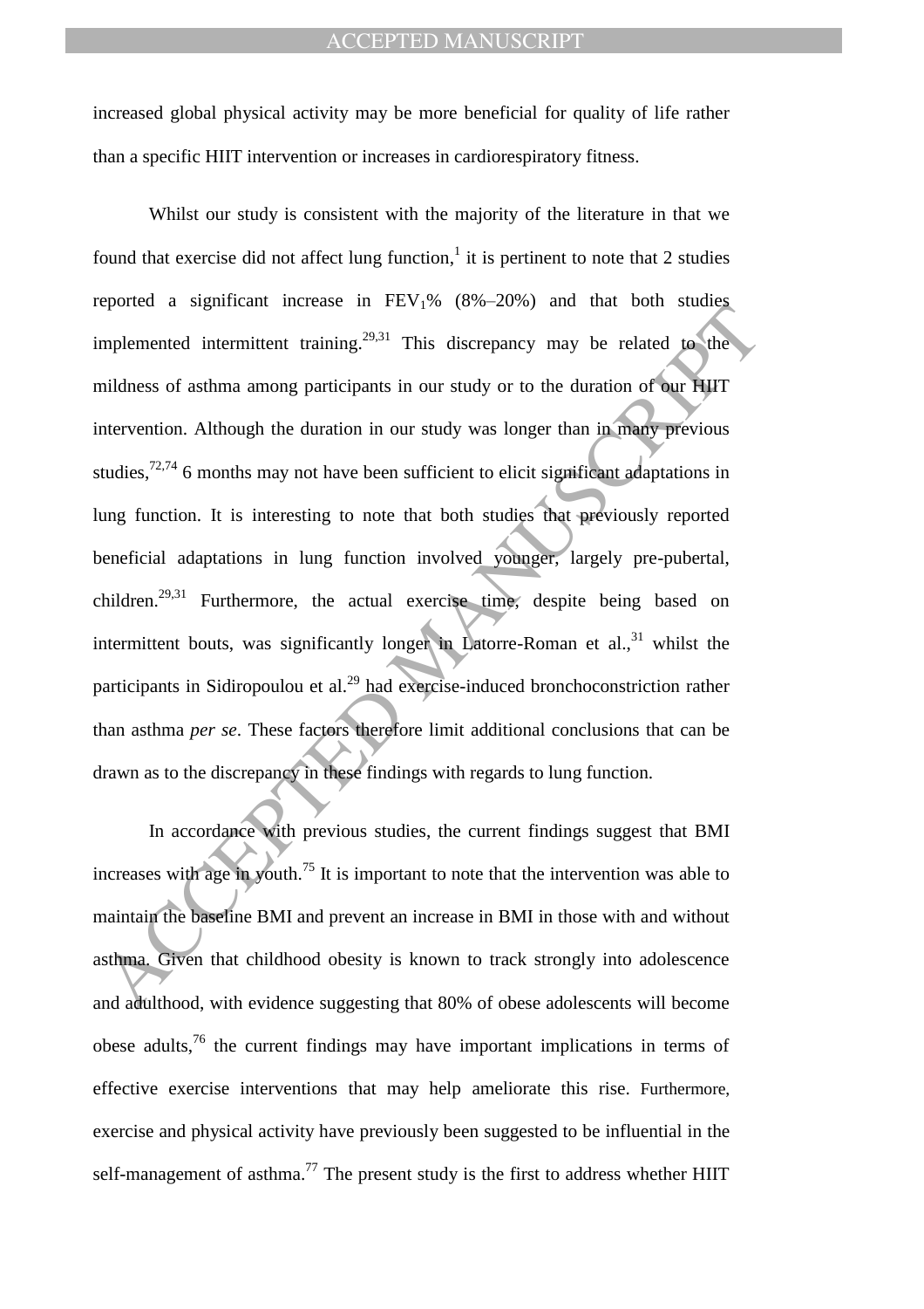increased global physical activity may be more beneficial for quality of life rather than a specific HIIT intervention or increases in cardiorespiratory fitness.

Whilst our study is consistent with the majority of the literature in that we found that exercise did not affect lung function,[1] it is pertinent to note that 2 studies reported a significant increase in $FEV_1$% (8%–20%) and that both studies implemented intermittent training.[29,31] This discrepancy may be related to the mildness of asthma among participants in our study or to the duration of our HIIT intervention. Although the duration in our study was longer than in many previous studies,[72,74] 6 months may not have been sufficient to elicit significant adaptations in lung function. It is interesting to note that both studies that previously reported beneficial adaptations in lung function involved younger, largely pre-pubertal, children.[29,31] Furthermore, the actual exercise time, despite being based on intermittent bouts, was significantly longer in Latorre-Roman et al.,[31] whilst the participants in Sidiropoulou et al.[29] had exercise-induced bronchoconstriction rather than asthma *per se*. These factors therefore limit additional conclusions that can be drawn as to the discrepancy in these findings with regards to lung function.

In accordance with previous studies, the current findings suggest that BMI increases with age in youth.[75] It is important to note that the intervention was able to maintain the baseline BMI and prevent an increase in BMI in those with and without asthma. Given that childhood obesity is known to track strongly into adolescence and adulthood, with evidence suggesting that 80% of obese adolescents will become obese adults,[76] the current findings may have important implications in terms of effective exercise interventions that may help ameliorate this rise. Furthermore, exercise and physical activity have previously been suggested to be influential in the self-management of asthma.[77] The present study is the first to address whether HIIT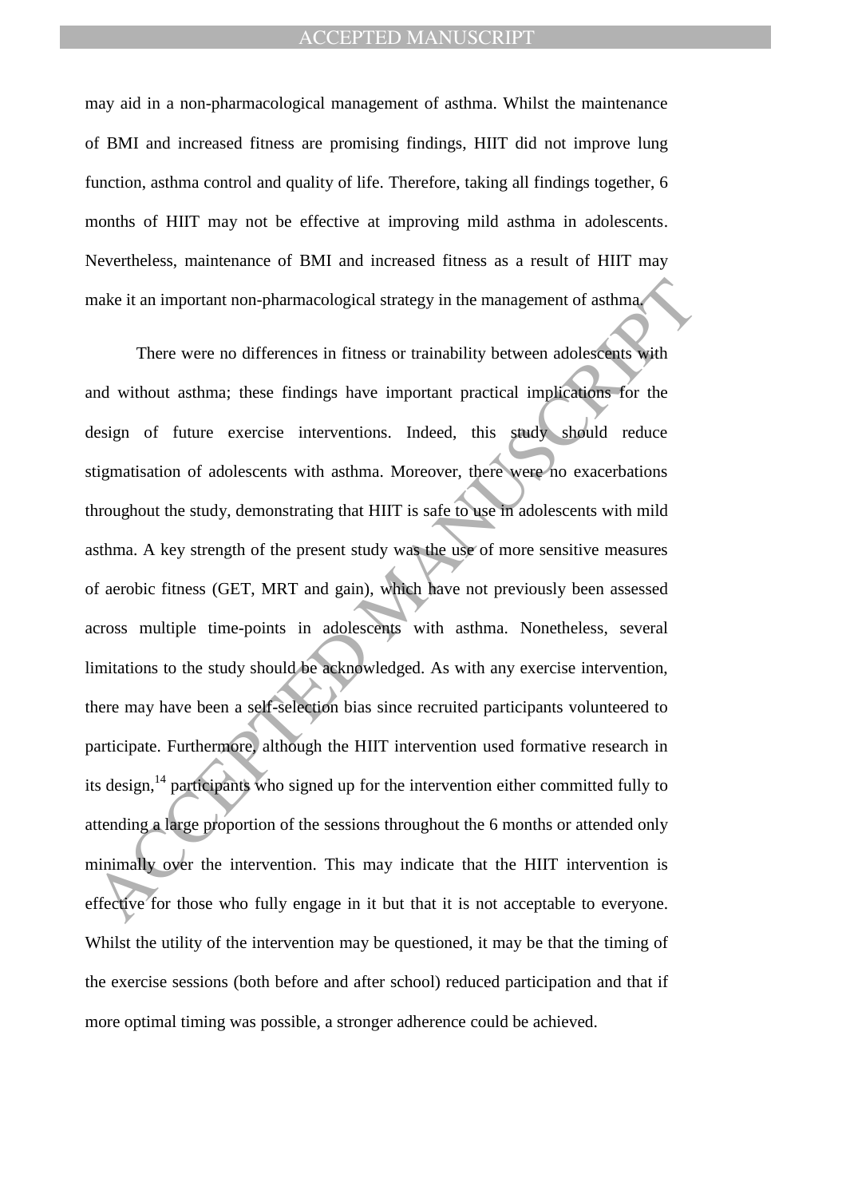may aid in a non-pharmacological management of asthma. Whilst the maintenance of BMI and increased fitness are promising findings, HIIT did not improve lung function, asthma control and quality of life. Therefore, taking all findings together, 6 months of HIIT may not be effective at improving mild asthma in adolescents. Nevertheless, maintenance of BMI and increased fitness as a result of HIIT may make it an important non-pharmacological strategy in the management of asthma.

There were no differences in fitness or trainability between adolescents with and without asthma; these findings have important practical implications for the design of future exercise interventions. Indeed, this study should reduce stigmatisation of adolescents with asthma. Moreover, there were no exacerbations throughout the study, demonstrating that HIIT is safe to use in adolescents with mild asthma. A key strength of the present study was the use of more sensitive measures of aerobic fitness (GET, MRT and gain), which have not previously been assessed across multiple time-points in adolescents with asthma. Nonetheless, several limitations to the study should be acknowledged. As with any exercise intervention, there may have been a self-selection bias since recruited participants volunteered to participate. Furthermore, although the HIIT intervention used formative research in its design,[14] participants who signed up for the intervention either committed fully to attending a large proportion of the sessions throughout the 6 months or attended only minimally over the intervention. This may indicate that the HIIT intervention is effective for those who fully engage in it but that it is not acceptable to everyone. Whilst the utility of the intervention may be questioned, it may be that the timing of the exercise sessions (both before and after school) reduced participation and that if more optimal timing was possible, a stronger adherence could be achieved.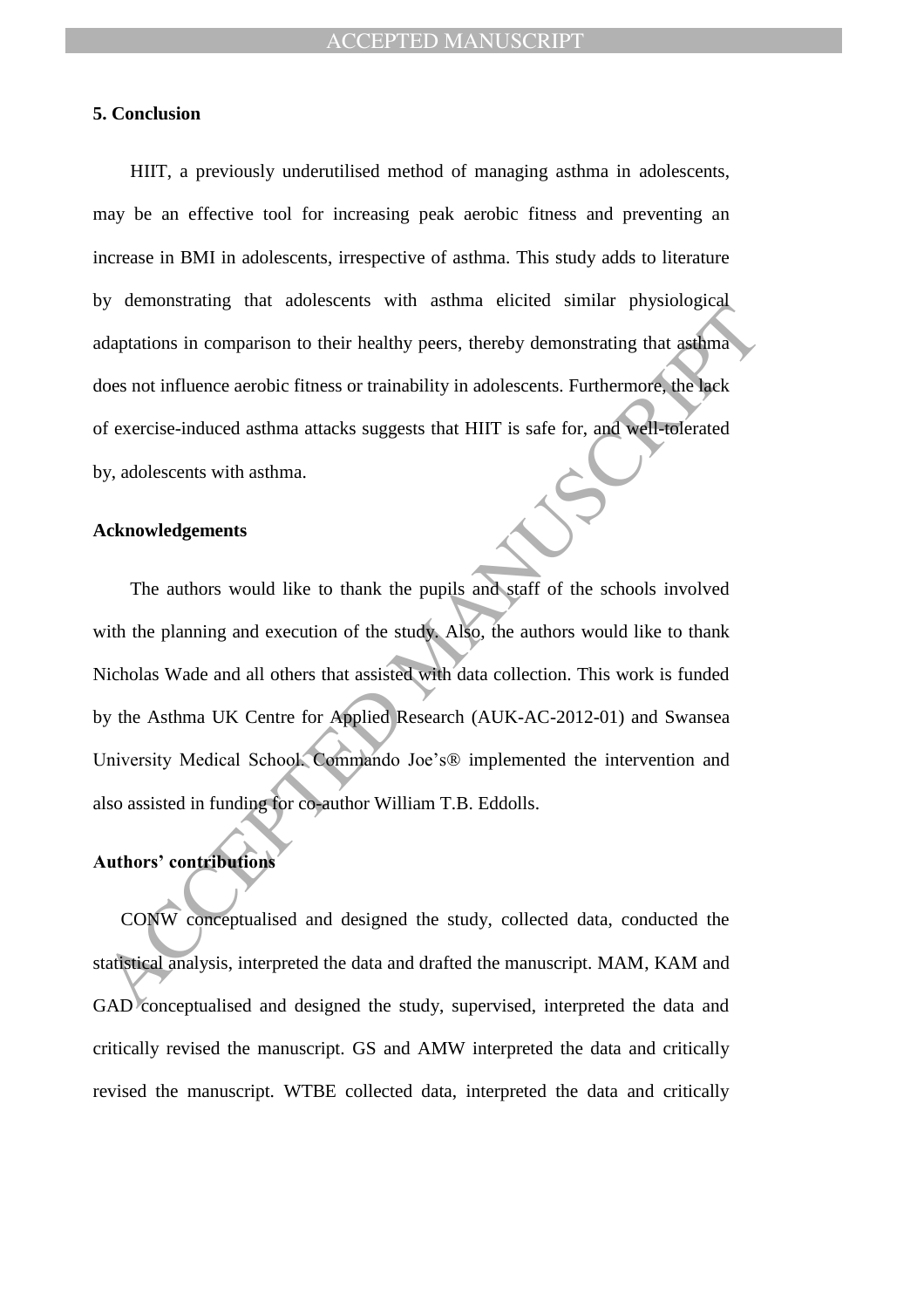## 5. Conclusion

HIIT, a previously underutilised method of managing asthma in adolescents, may be an effective tool for increasing peak aerobic fitness and preventing an increase in BMI in adolescents, irrespective of asthma. This study adds to literature by demonstrating that adolescents with asthma elicited similar physiological adaptations in comparison to their healthy peers, thereby demonstrating that asthma does not influence aerobic fitness or trainability in adolescents. Furthermore, the lack of exercise-induced asthma attacks suggests that HIIT is safe for, and well-tolerated by, adolescents with asthma.

## Acknowledgements

The authors would like to thank the pupils and staff of the schools involved with the planning and execution of the study. Also, the authors would like to thank Nicholas Wade and all others that assisted with data collection. This work is funded by the Asthma UK Centre for Applied Research (AUK-AC-2012-01) and Swansea University Medical School. Commando Joe's® implemented the intervention and also assisted in funding for co-author William T.B. Eddolls.

## Authors' contributions

CONW conceptualised and designed the study, collected data, conducted the statistical analysis, interpreted the data and drafted the manuscript. MAM, KAM and GAD conceptualised and designed the study, supervised, interpreted the data and critically revised the manuscript. GS and AMW interpreted the data and critically revised the manuscript. WTBE collected data, interpreted the data and critically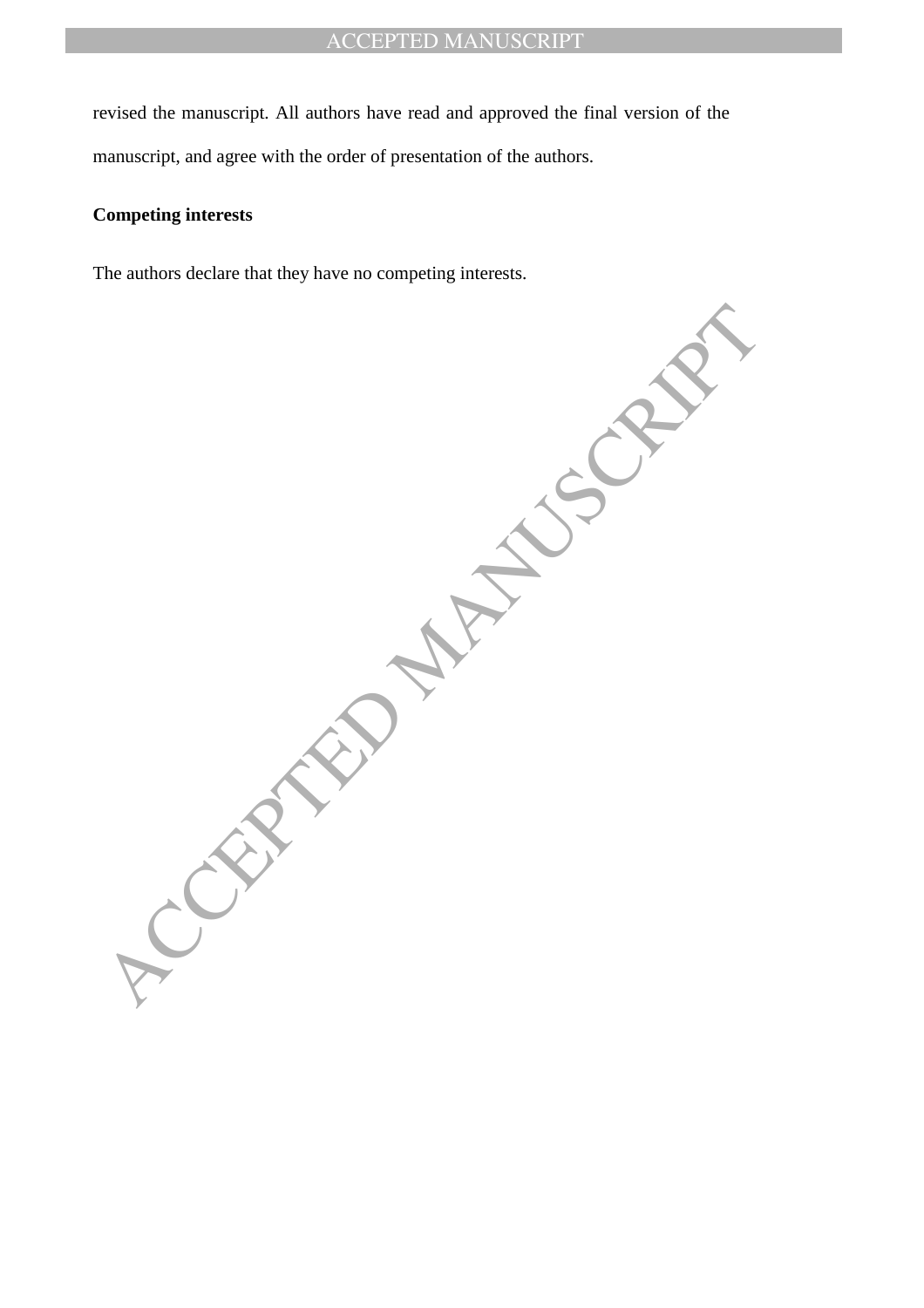revised the manuscript. All authors have read and approved the final version of the manuscript, and agree with the order of presentation of the authors.

**Competing interests**

The authors declare that they have no competing interests.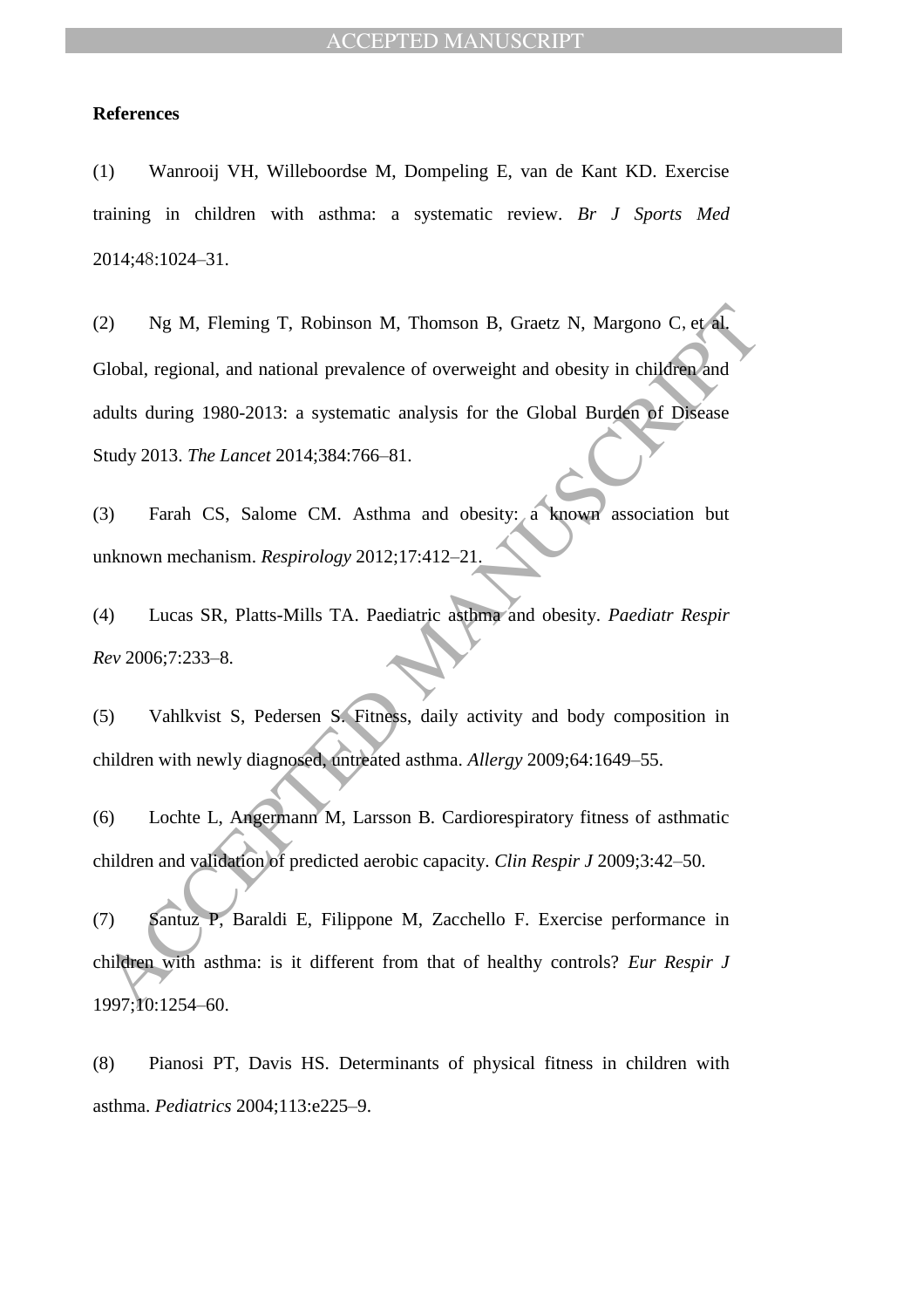**References**

(1) Wanrooij VH, Willeboordse M, Dompeling E, van de Kant KD. Exercise training in children with asthma: a systematic review. *Br J Sports Med* 2014;48:1024–31.

(2) Ng M, Fleming T, Robinson M, Thomson B, Graetz N, Margono C, et al. Global, regional, and national prevalence of overweight and obesity in children and adults during 1980-2013: a systematic analysis for the Global Burden of Disease Study 2013. *The Lancet* 2014;384:766–81.

(3) Farah CS, Salome CM. Asthma and obesity: a known association but unknown mechanism. *Respirology* 2012;17:412–21.

(4) Lucas SR, Platts-Mills TA. Paediatric asthma and obesity. *Paediatr Respir Rev* 2006;7:233–8.

(5) Vahlkvist S, Pedersen S. Fitness, daily activity and body composition in children with newly diagnosed, untreated asthma. *Allergy* 2009;64:1649–55.

(6) Lochte L, Angermann M, Larsson B. Cardiorespiratory fitness of asthmatic children and validation of predicted aerobic capacity. *Clin Respir J* 2009;3:42–50.

(7) Santuz P, Baraldi E, Filippone M, Zacchello F. Exercise performance in children with asthma: is it different from that of healthy controls? *Eur Respir J* 1997;10:1254–60.

(8) Pianosi PT, Davis HS. Determinants of physical fitness in children with asthma. *Pediatrics* 2004;113:e225–9.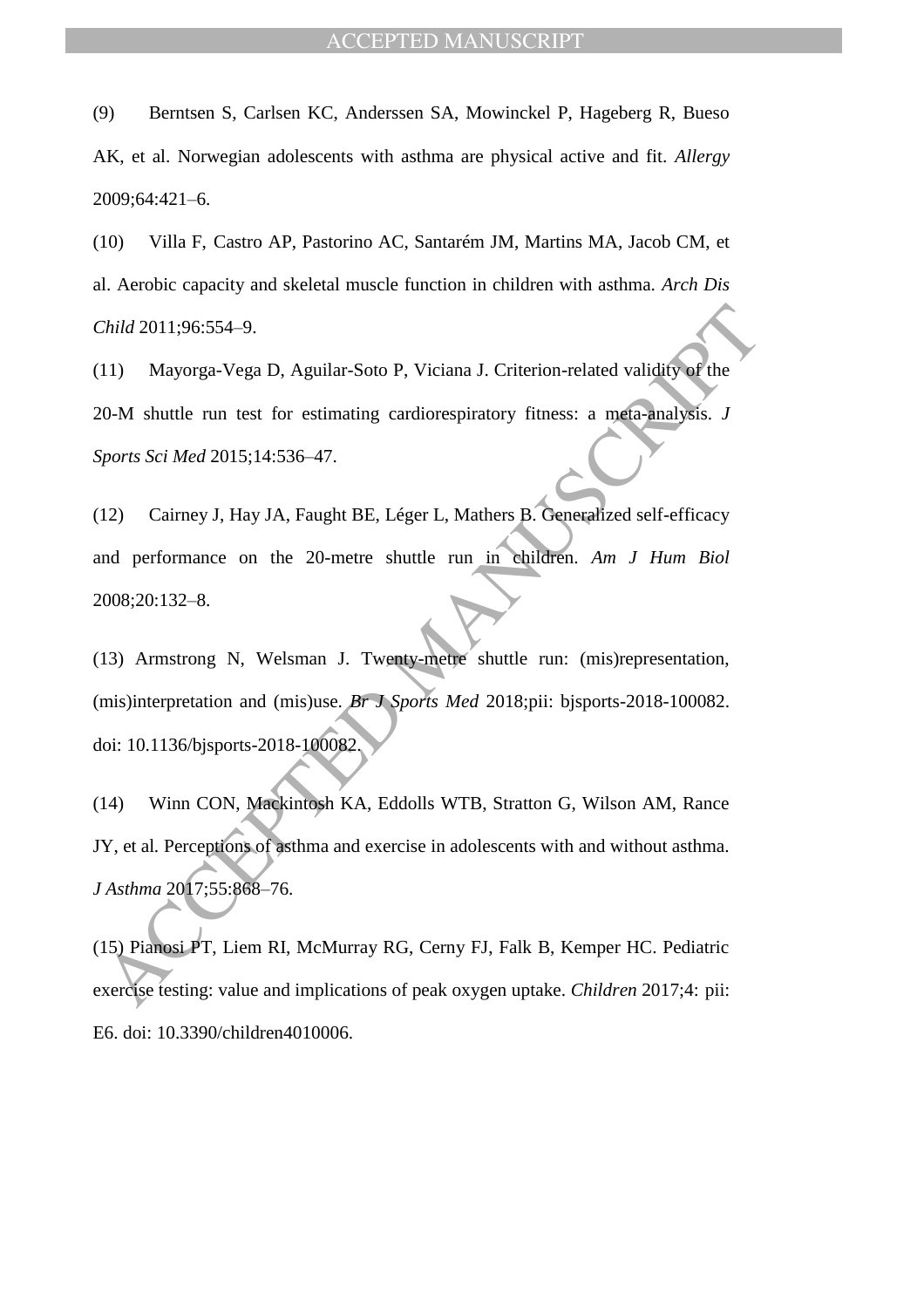(9) Berntsen S, Carlsen KC, Anderssen SA, Mowinckel P, Hageberg R, Bueso AK, et al. Norwegian adolescents with asthma are physical active and fit. *Allergy* 2009;64:421–6.

(10) Villa F, Castro AP, Pastorino AC, Santarém JM, Martins MA, Jacob CM, et al. Aerobic capacity and skeletal muscle function in children with asthma. *Arch Dis Child* 2011;96:554–9.

(11) Mayorga-Vega D, Aguilar-Soto P, Viciana J. Criterion-related validity of the 20-M shuttle run test for estimating cardiorespiratory fitness: a meta-analysis. *J Sports Sci Med* 2015;14:536–47.

(12) Cairney J, Hay JA, Faught BE, Léger L, Mathers B. Generalized self-efficacy and performance on the 20-metre shuttle run in children. *Am J Hum Biol* 2008;20:132–8.

(13) Armstrong N, Welsman J. Twenty-metre shuttle run: (mis)representation, (mis)interpretation and (mis)use. *Br J Sports Med* 2018;pii: bjsports-2018-100082. doi: 10.1136/bjsports-2018-100082.

(14) Winn CON, Mackintosh KA, Eddolls WTB, Stratton G, Wilson AM, Rance JY, et al. Perceptions of asthma and exercise in adolescents with and without asthma. *J Asthma* 2017;55:868–76.

(15) Pianosi PT, Liem RI, McMurray RG, Cerny FJ, Falk B, Kemper HC. Pediatric exercise testing: value and implications of peak oxygen uptake. *Children* 2017;4: pii: E6. doi: 10.3390/children4010006.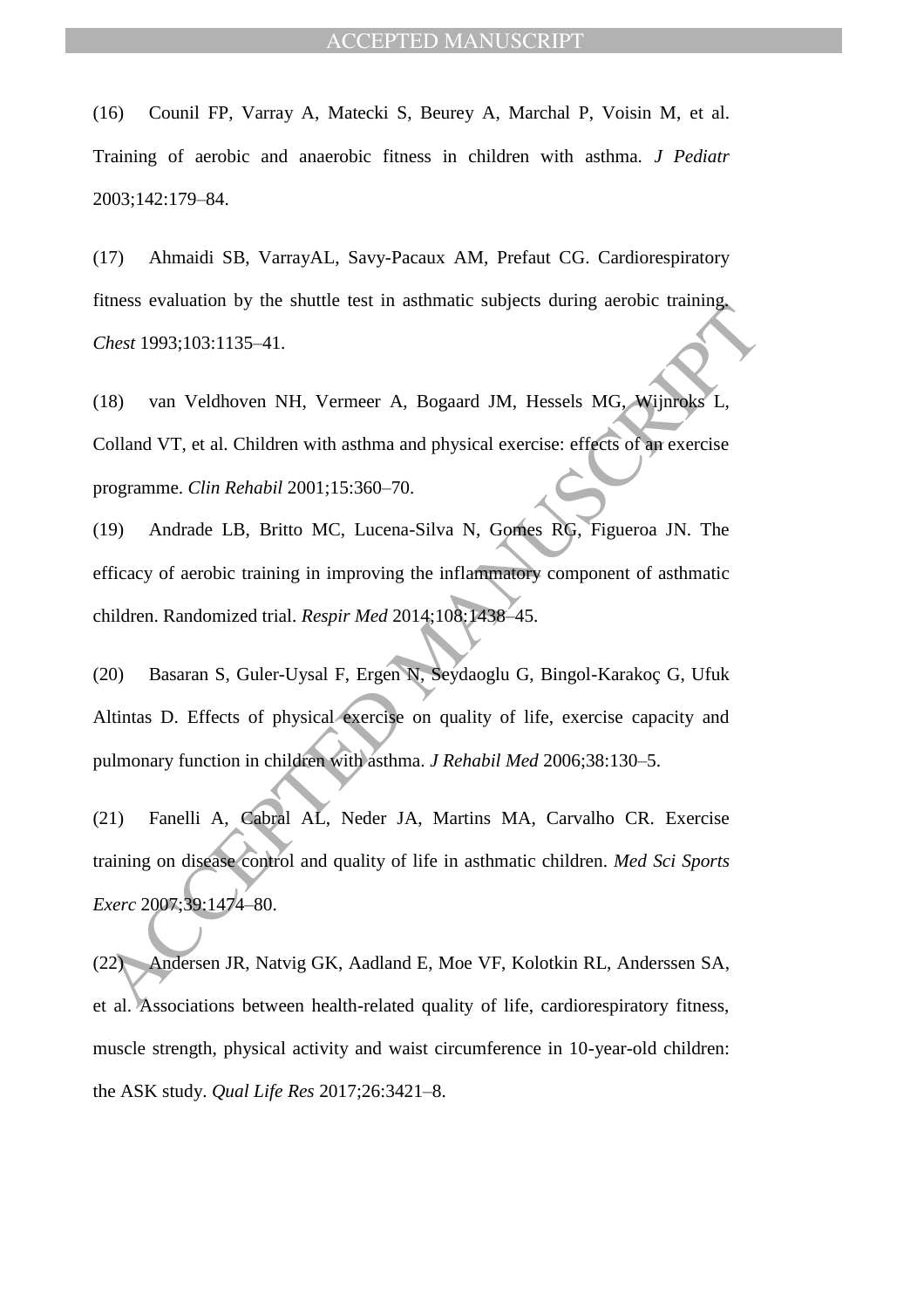(16) Counil FP, Varray A, Matecki S, Beurey A, Marchal P, Voisin M, et al. Training of aerobic and anaerobic fitness in children with asthma. *J Pediatr* 2003;142:179–84.

(17) Ahmaidi SB, VarrayAL, Savy-Pacaux AM, Prefaut CG. Cardiorespiratory fitness evaluation by the shuttle test in asthmatic subjects during aerobic training. *Chest* 1993;103:1135–41.

(18) van Veldhoven NH, Vermeer A, Bogaard JM, Hessels MG, Wijnroks L, Colland VT, et al. Children with asthma and physical exercise: effects of an exercise programme. *Clin Rehabil* 2001;15:360–70.

(19) Andrade LB, Britto MC, Lucena-Silva N, Gomes RG, Figueroa JN. The efficacy of aerobic training in improving the inflammatory component of asthmatic children. Randomized trial. *Respir Med* 2014;108:1438–45.

(20) Basaran S, Guler-Uysal F, Ergen N, Seydaoglu G, Bingol-Karakoç G, Ufuk Altintas D. Effects of physical exercise on quality of life, exercise capacity and pulmonary function in children with asthma. *J Rehabil Med* 2006;38:130–5.

(21) Fanelli A, Cabral AL, Neder JA, Martins MA, Carvalho CR. Exercise training on disease control and quality of life in asthmatic children. *Med Sci Sports Exerc* 2007;39:1474–80.

(22) Andersen JR, Natvig GK, Aadland E, Moe VF, Kolotkin RL, Anderssen SA, et al. Associations between health-related quality of life, cardiorespiratory fitness, muscle strength, physical activity and waist circumference in 10-year-old children: the ASK study. *Qual Life Res* 2017;26:3421–8.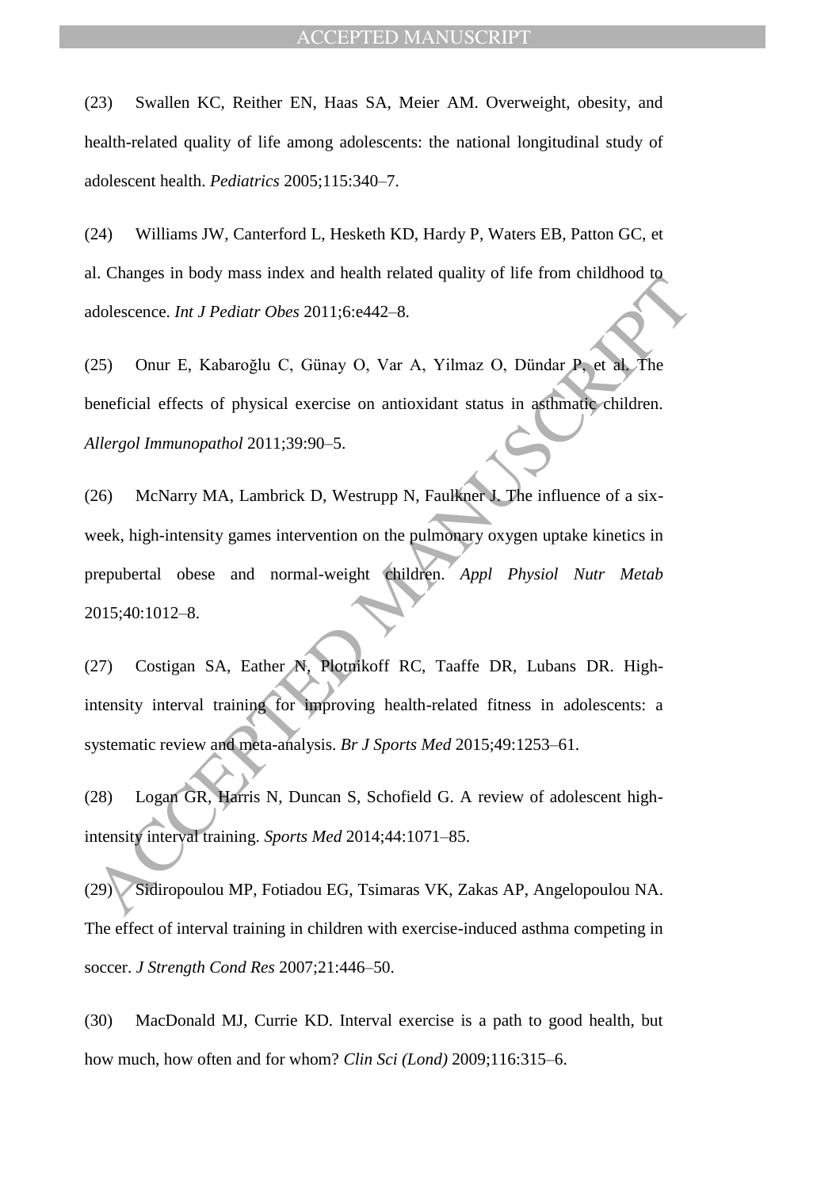(23) Swallen KC, Reither EN, Haas SA, Meier AM. Overweight, obesity, and health-related quality of life among adolescents: the national longitudinal study of adolescent health. *Pediatrics* 2005;115:340–7.

(24) Williams JW, Canterford L, Hesketh KD, Hardy P, Waters EB, Patton GC, et al. Changes in body mass index and health related quality of life from childhood to adolescence. *Int J Pediatr Obes* 2011;6:e442–8.

(25) Onur E, Kabaroğlu C, Günay O, Var A, Yilmaz O, Dündar P, et al. The beneficial effects of physical exercise on antioxidant status in asthmatic children. *Allergol Immunopathol* 2011;39:90–5.

(26) McNarry MA, Lambrick D, Westrupp N, Faulkner J. The influence of a six-week, high-intensity games intervention on the pulmonary oxygen uptake kinetics in prepubertal obese and normal-weight children. *Appl Physiol Nutr Metab* 2015;40:1012–8.

(27) Costigan SA, Eather N, Plotnikoff RC, Taaffe DR, Lubans DR. High-intensity interval training for improving health-related fitness in adolescents: a systematic review and meta-analysis. *Br J Sports Med* 2015;49:1253–61.

(28) Logan GR, Harris N, Duncan S, Schofield G. A review of adolescent high-intensity interval training. *Sports Med* 2014;44:1071–85.

(29) Sidiropoulou MP, Fotiadou EG, Tsimaras VK, Zakas AP, Angelopoulou NA. The effect of interval training in children with exercise-induced asthma competing in soccer. *J Strength Cond Res* 2007;21:446–50.

(30) MacDonald MJ, Currie KD. Interval exercise is a path to good health, but how much, how often and for whom? *Clin Sci (Lond)* 2009;116:315–6.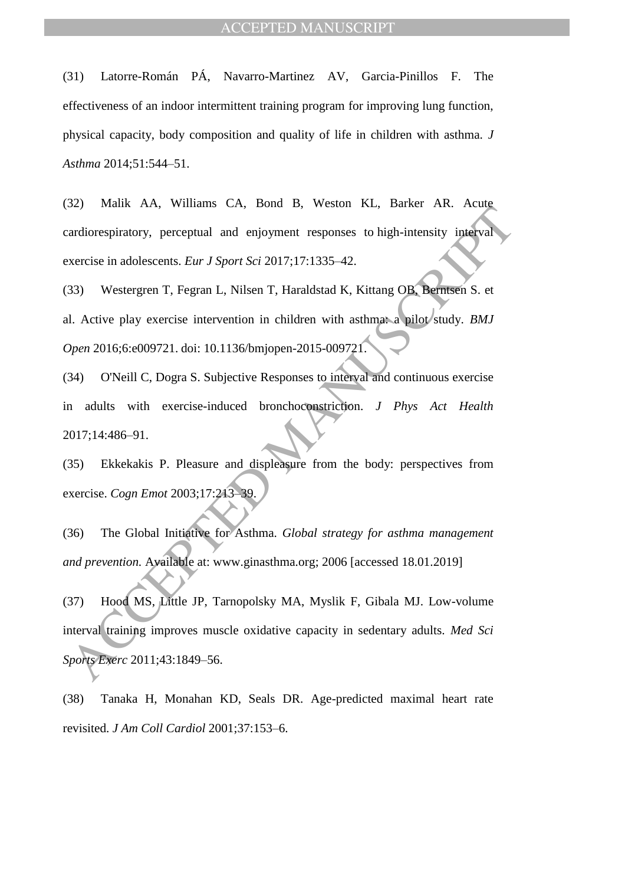(31) Latorre-Román PÁ, Navarro-Martinez AV, Garcia-Pinillos F. The effectiveness of an indoor intermittent training program for improving lung function, physical capacity, body composition and quality of life in children with asthma. *J Asthma* 2014;51:544–51.

(32) Malik AA, Williams CA, Bond B, Weston KL, Barker AR. Acute cardiorespiratory, perceptual and enjoyment responses to high-intensity interval exercise in adolescents. *Eur J Sport Sci* 2017;17:1335–42.

(33) Westergren T, Fegran L, Nilsen T, Haraldstad K, Kittang OB, Berntsen S. et al. Active play exercise intervention in children with asthma: a pilot study. *BMJ Open* 2016;6:e009721. doi: 10.1136/bmjopen-2015-009721.

(34) O'Neill C, Dogra S. Subjective Responses to interval and continuous exercise in adults with exercise-induced bronchoconstriction. *J Phys Act Health* 2017;14:486–91.

(35) Ekkekakis P. Pleasure and displeasure from the body: perspectives from exercise. *Cogn Emot* 2003;17:213–39.

(36) The Global Initiative for Asthma. *Global strategy for asthma management and prevention.* Available at: www.ginasthma.org; 2006 [accessed 18.01.2019]

(37) Hood MS, Little JP, Tarnopolsky MA, Myslik F, Gibala MJ. Low-volume interval training improves muscle oxidative capacity in sedentary adults. *Med Sci Sports Exerc* 2011;43:1849–56.

(38) Tanaka H, Monahan KD, Seals DR. Age-predicted maximal heart rate revisited. *J Am Coll Cardiol* 2001;37:153–6.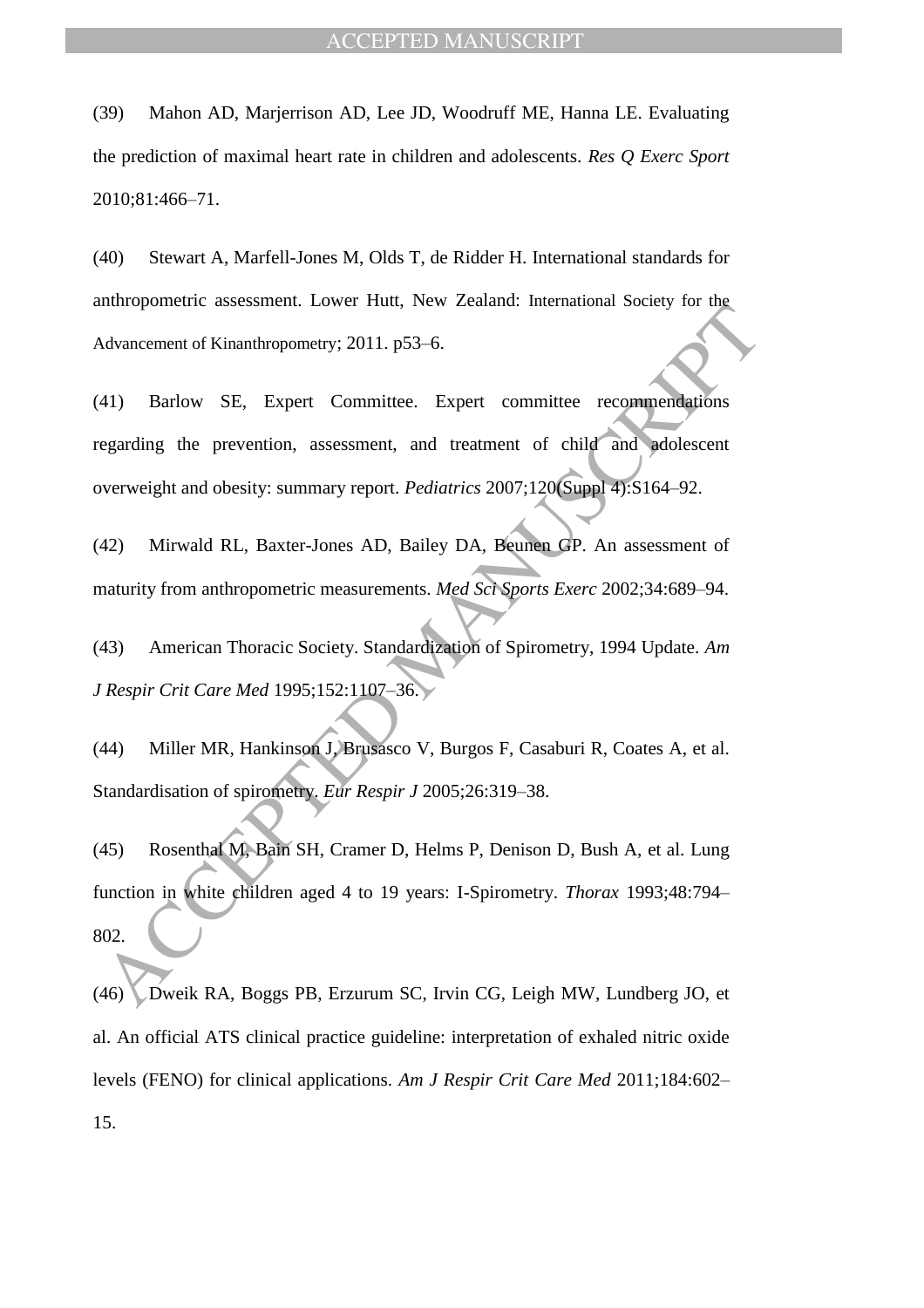(39) Mahon AD, Marjerrison AD, Lee JD, Woodruff ME, Hanna LE. Evaluating the prediction of maximal heart rate in children and adolescents. *Res Q Exerc Sport* 2010;81:466–71.

(40) Stewart A, Marfell-Jones M, Olds T, de Ridder H. International standards for anthropometric assessment. Lower Hutt, New Zealand: International Society for the Advancement of Kinanthropometry; 2011. p53–6.

(41) Barlow SE, Expert Committee. Expert committee recommendations regarding the prevention, assessment, and treatment of child and adolescent overweight and obesity: summary report. *Pediatrics* 2007;120(Suppl 4):S164–92.

(42) Mirwald RL, Baxter-Jones AD, Bailey DA, Beunen GP. An assessment of maturity from anthropometric measurements. *Med Sci Sports Exerc* 2002;34:689–94.

(43) American Thoracic Society. Standardization of Spirometry, 1994 Update. *Am J Respir Crit Care Med* 1995;152:1107–36.

(44) Miller MR, Hankinson J, Brusasco V, Burgos F, Casaburi R, Coates A, et al. Standardisation of spirometry. *Eur Respir J* 2005;26:319–38.

(45) Rosenthal M, Bain SH, Cramer D, Helms P, Denison D, Bush A, et al. Lung function in white children aged 4 to 19 years: I-Spirometry. *Thorax* 1993;48:794–802.

(46) Dweik RA, Boggs PB, Erzurum SC, Irvin CG, Leigh MW, Lundberg JO, et al. An official ATS clinical practice guideline: interpretation of exhaled nitric oxide levels (FENO) for clinical applications. *Am J Respir Crit Care Med* 2011;184:602–15.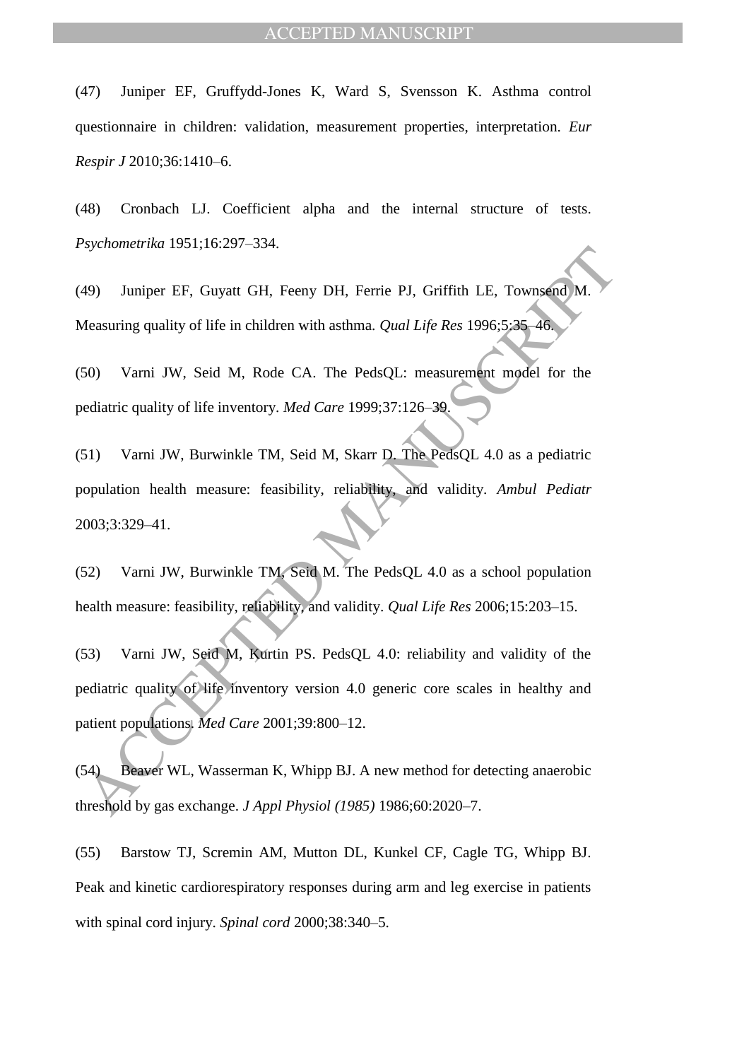(47) Juniper EF, Gruffydd-Jones K, Ward S, Svensson K. Asthma control questionnaire in children: validation, measurement properties, interpretation. *Eur Respir J* 2010;36:1410–6.

(48) Cronbach LJ. Coefficient alpha and the internal structure of tests. *Psychometrika* 1951;16:297–334.

(49) Juniper EF, Guyatt GH, Feeny DH, Ferrie PJ, Griffith LE, Townsend M. Measuring quality of life in children with asthma. *Qual Life Res* 1996;5:35–46.

(50) Varni JW, Seid M, Rode CA. The PedsQL: measurement model for the pediatric quality of life inventory. *Med Care* 1999;37:126–39.

(51) Varni JW, Burwinkle TM, Seid M, Skarr D. The PedsQL 4.0 as a pediatric population health measure: feasibility, reliability, and validity. *Ambul Pediatr* 2003;3:329–41.

(52) Varni JW, Burwinkle TM, Seid M. The PedsQL 4.0 as a school population health measure: feasibility, reliability, and validity. *Qual Life Res* 2006;15:203–15.

(53) Varni JW, Seid M, Kurtin PS. PedsQL 4.0: reliability and validity of the pediatric quality of life inventory version 4.0 generic core scales in healthy and patient populations. *Med Care* 2001;39:800–12.

(54) Beaver WL, Wasserman K, Whipp BJ. A new method for detecting anaerobic threshold by gas exchange. *J Appl Physiol (1985)* 1986;60:2020–7.

(55) Barstow TJ, Scremin AM, Mutton DL, Kunkel CF, Cagle TG, Whipp BJ. Peak and kinetic cardiorespiratory responses during arm and leg exercise in patients with spinal cord injury. *Spinal cord* 2000;38:340–5.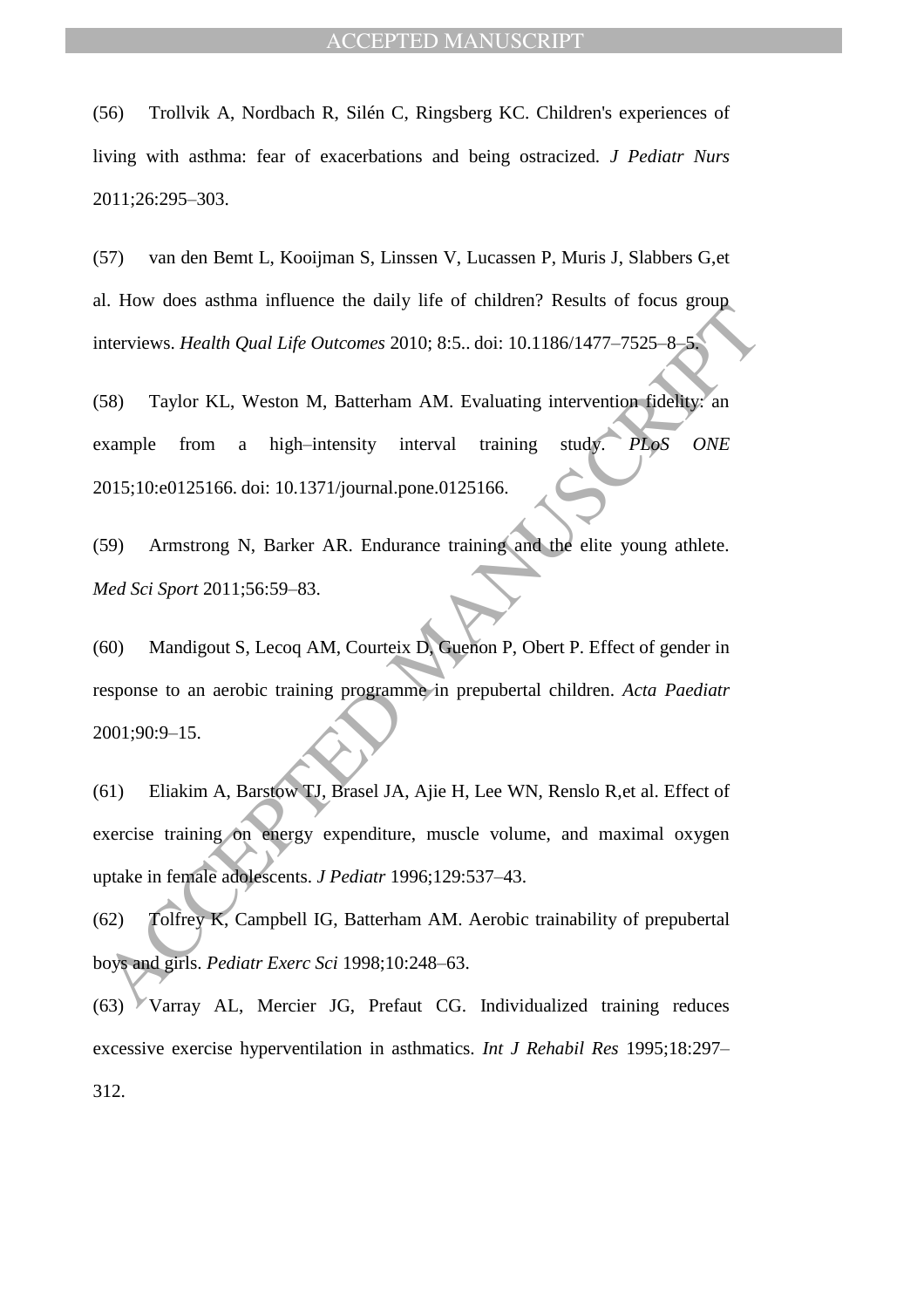(56) Trollvik A, Nordbach R, Silén C, Ringsberg KC. Children's experiences of living with asthma: fear of exacerbations and being ostracized. *J Pediatr Nurs* 2011;26:295–303.

(57) van den Bemt L, Kooijman S, Linssen V, Lucassen P, Muris J, Slabbers G,et al. How does asthma influence the daily life of children? Results of focus group interviews. *Health Qual Life Outcomes* 2010; 8:5.. doi: 10.1186/1477–7525–8–5.

(58) Taylor KL, Weston M, Batterham AM. Evaluating intervention fidelity: an example from a high–intensity interval training study. *PLoS ONE* 2015;10:e0125166. doi: 10.1371/journal.pone.0125166.

(59) Armstrong N, Barker AR. Endurance training and the elite young athlete. *Med Sci Sport* 2011;56:59–83.

(60) Mandigout S, Lecoq AM, Courteix D, Guenon P, Obert P. Effect of gender in response to an aerobic training programme in prepubertal children. *Acta Paediatr* 2001;90:9–15.

(61) Eliakim A, Barstow TJ, Brasel JA, Ajie H, Lee WN, Renslo R,et al. Effect of exercise training on energy expenditure, muscle volume, and maximal oxygen uptake in female adolescents. *J Pediatr* 1996;129:537–43.

(62) Tolfrey K, Campbell IG, Batterham AM. Aerobic trainability of prepubertal boys and girls. *Pediatr Exerc Sci* 1998;10:248–63.

(63) Varray AL, Mercier JG, Prefaut CG. Individualized training reduces excessive exercise hyperventilation in asthmatics. *Int J Rehabil Res* 1995;18:297–312.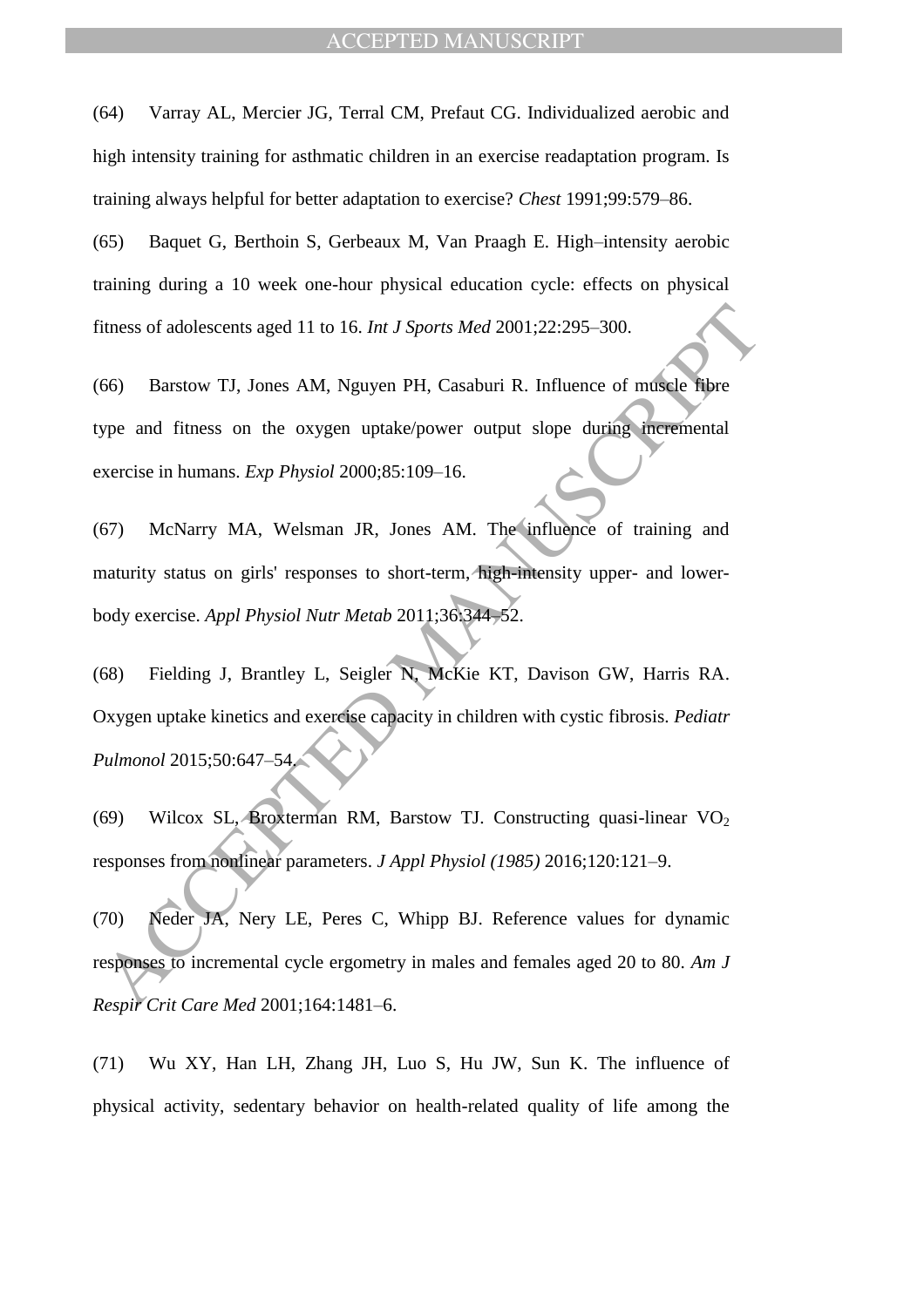(64) Varray AL, Mercier JG, Terral CM, Prefaut CG. Individualized aerobic and high intensity training for asthmatic children in an exercise readaptation program. Is training always helpful for better adaptation to exercise? *Chest* 1991;99:579–86.

(65) Baquet G, Berthoin S, Gerbeaux M, Van Praagh E. High–intensity aerobic training during a 10 week one-hour physical education cycle: effects on physical fitness of adolescents aged 11 to 16. *Int J Sports Med* 2001;22:295–300.

(66) Barstow TJ, Jones AM, Nguyen PH, Casaburi R. Influence of muscle fibre type and fitness on the oxygen uptake/power output slope during incremental exercise in humans. *Exp Physiol* 2000;85:109–16.

(67) McNarry MA, Welsman JR, Jones AM. The influence of training and maturity status on girls' responses to short-term, high-intensity upper- and lower-body exercise. *Appl Physiol Nutr Metab* 2011;36:344–52.

(68) Fielding J, Brantley L, Seigler N, McKie KT, Davison GW, Harris RA. Oxygen uptake kinetics and exercise capacity in children with cystic fibrosis. *Pediatr Pulmonol* 2015;50:647–54.

(69) Wilcox SL, Broxterman RM, Barstow TJ. Constructing quasi-linear $VO_2$ responses from nonlinear parameters. *J Appl Physiol (1985)* 2016;120:121–9.

(70) Neder JA, Nery LE, Peres C, Whipp BJ. Reference values for dynamic responses to incremental cycle ergometry in males and females aged 20 to 80. *Am J Respir Crit Care Med* 2001;164:1481–6.

(71) Wu XY, Han LH, Zhang JH, Luo S, Hu JW, Sun K. The influence of physical activity, sedentary behavior on health-related quality of life among the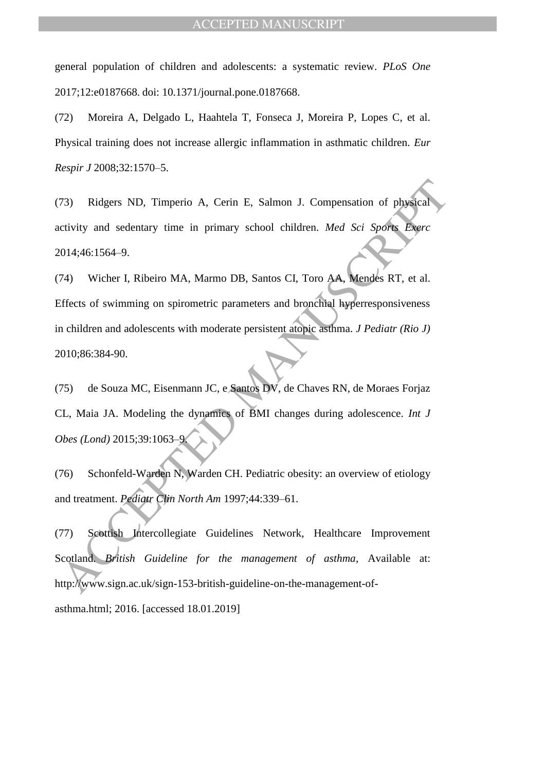general population of children and adolescents: a systematic review. *PLoS One* 2017;12:e0187668. doi: 10.1371/journal.pone.0187668.

(72) Moreira A, Delgado L, Haahtela T, Fonseca J, Moreira P, Lopes C, et al. Physical training does not increase allergic inflammation in asthmatic children. *Eur Respir J* 2008;32:1570–5.

(73) Ridgers ND, Timperio A, Cerin E, Salmon J. Compensation of physical activity and sedentary time in primary school children. *Med Sci Sports Exerc* 2014;46:1564–9.

(74) Wicher I, Ribeiro MA, Marmo DB, Santos CI, Toro AA, Mendes RT, et al. Effects of swimming on spirometric parameters and bronchial hyperresponsiveness in children and adolescents with moderate persistent atopic asthma. *J Pediatr (Rio J)* 2010;86:384-90.

(75) de Souza MC, Eisenmann JC, e Santos DV, de Chaves RN, de Moraes Forjaz CL, Maia JA. Modeling the dynamics of BMI changes during adolescence. *Int J Obes (Lond)* 2015;39:1063–9.

(76) Schonfeld-Warden N, Warden CH. Pediatric obesity: an overview of etiology and treatment. *Pediatr Clin North Am* 1997;44:339–61.

(77) Scottish Intercollegiate Guidelines Network, Healthcare Improvement Scotland. *British Guideline for the management of asthma*, Available at: http://www.sign.ac.uk/sign-153-british-guideline-on-the-management-of-asthma.html; 2016. [accessed 18.01.2019]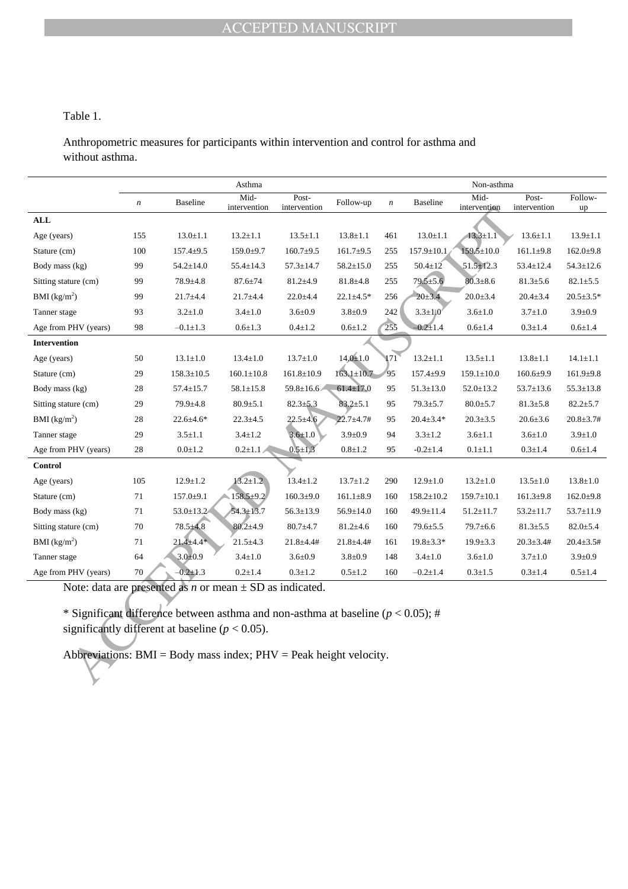Table 1.

Anthropometric measures for participants within intervention and control for asthma and without asthma.

| | Asthma | | | | | Non-asthma | | | | |
|---|---|---|---|---|---|---|---|---|---|---|
| | *n* | Baseline | Mid-intervention | Post-intervention | Follow-up | *n* | Baseline | Mid-intervention | Post-intervention | Follow-up |
| **ALL** | | | | | | | | | | |
| Age (years) | 155 | 13.0±1.1 | 13.2±1.1 | 13.5±1.1 | 13.8±1.1 | 461 | 13.0±1.1 | 13.3±1.1 | 13.6±1.1 | 13.9±1.1 |
| Stature (cm) | 100 | 157.4±9.5 | 159.0±9.7 | 160.7±9.5 | 161.7±9.5 | 255 | 157.9±10.1 | 159.5±10.0 | 161.1±9.8 | 162.0±9.8 |
| Body mass (kg) | 99 | 54.2±14.0 | 55.4±14.3 | 57.3±14.7 | 58.2±15.0 | 255 | 50.4±12 | 51.5±12.3 | 53.4±12.4 | 54.3±12.6 |
| Sitting stature (cm) | 99 | 78.9±4.8 | 87.6±74 | 81.2±4.9 | 81.8±4.8 | 255 | 79.5±5.6 | 80.3±8.6 | 81.3±5.6 | 82.1±5.5 |
| BMI (kg/m$^2$) | 99 | 21.7±4.4 | 21.7±4.4 | 22.0±4.4 | 22.1±4.5* | 256 | 20±3.4 | 20.0±3.4 | 20.4±3.4 | 20.5±3.5* |
| Tanner stage | 93 | 3.2±1.0 | 3.4±1.0 | 3.6±0.9 | 3.8±0.9 | 242 | 3.3±1.0 | 3.6±1.0 | 3.7±1.0 | 3.9±0.9 |
| Age from PHV (years) | 98 | –0.1±1.3 | 0.6±1.3 | 0.4±1.2 | 0.6±1.2 | 255 | –0.2±1.4 | 0.6±1.4 | 0.3±1.4 | 0.6±1.4 |
| **Intervention** | | | | | | | | | | |
| Age (years) | 50 | 13.1±1.0 | 13.4±1.0 | 13.7±1.0 | 14.0±1.0 | 171 | 13.2±1.1 | 13.5±1.1 | 13.8±1.1 | 14.1±1.1 |
| Stature (cm) | 29 | 158.3±10.5 | 160.1±10.8 | 161.8±10.9 | 163.1±10.7 | 95 | 157.4±9.9 | 159.1±10.0 | 160.6±9.9 | 161.9±9.8 |
| Body mass (kg) | 28 | 57.4±15.7 | 58.1±15.8 | 59.8±16.6 | 61.4±17.0 | 95 | 51.3±13.0 | 52.0±13.2 | 53.7±13.6 | 55.3±13.8 |
| Sitting stature (cm) | 29 | 79.9±4.8 | 80.9±5.1 | 82.3±5.3 | 83.2±5.1 | 95 | 79.3±5.7 | 80.0±5.7 | 81.3±5.8 | 82.2±5.7 |
| BMI (kg/m$^2$) | 28 | 22.6±4.6* | 22.3±4.5 | 22.5±4.6 | 22.7±4.7# | 95 | 20.4±3.4* | 20.3±3.5 | 20.6±3.6 | 20.8±3.7# |
| Tanner stage | 29 | 3.5±1.1 | 3.4±1.2 | 3.6±1.0 | 3.9±0.9 | 94 | 3.3±1.2 | 3.6±1.1 | 3.6±1.0 | 3.9±1.0 |
| Age from PHV (years) | 28 | 0.0±1.2 | 0.2±1.1 | 0.5±1.3 | 0.8±1.2 | 95 | -0.2±1.4 | 0.1±1.1 | 0.3±1.4 | 0.6±1.4 |
| **Control** | | | | | | | | | | |
| Age (years) | 105 | 12.9±1.2 | 13.2±1.2 | 13.4±1.2 | 13.7±1.2 | 290 | 12.9±1.0 | 13.2±1.0 | 13.5±1.0 | 13.8±1.0 |
| Stature (cm) | 71 | 157.0±9.1 | 158.5±9.2 | 160.3±9.0 | 161.1±8.9 | 160 | 158.2±10.2 | 159.7±10.1 | 161.3±9.8 | 162.0±9.8 |
| Body mass (kg) | 71 | 53.0±13.2 | 54.3±13.7 | 56.3±13.9 | 56.9±14.0 | 160 | 49.9±11.4 | 51.2±11.7 | 53.2±11.7 | 53.7±11.9 |
| Sitting stature (cm) | 70 | 78.5±4.8 | 80.2±4.9 | 80.7±4.7 | 81.2±4.6 | 160 | 79.6±5.5 | 79.7±6.6 | 81.3±5.5 | 82.0±5.4 |
| BMI (kg/m$^2$) | 71 | 21.4±4.4* | 21.5±4.3 | 21.8±4.4# | 21.8±4.4# | 161 | 19.8±3.3* | 19.9±3.3 | 20.3±3.4# | 20.4±3.5# |
| Tanner stage | 64 | 3.0±0.9 | 3.4±1.0 | 3.6±0.9 | 3.8±0.9 | 148 | 3.4±1.0 | 3.6±1.0 | 3.7±1.0 | 3.9±0.9 |
| Age from PHV (years) | 70 | –0.2±1.3 | 0.2±1.4 | 0.3±1.2 | 0.5±1.2 | 160 | –0.2±1.4 | 0.3±1.5 | 0.3±1.4 | 0.5±1.4 |

Note: data are presented as *n* or mean ± SD as indicated.

* Significant difference between asthma and non-asthma at baseline ($p < 0.05$); # significantly different at baseline ($p < 0.05$).

Abbreviations: BMI = Body mass index; PHV = Peak height velocity.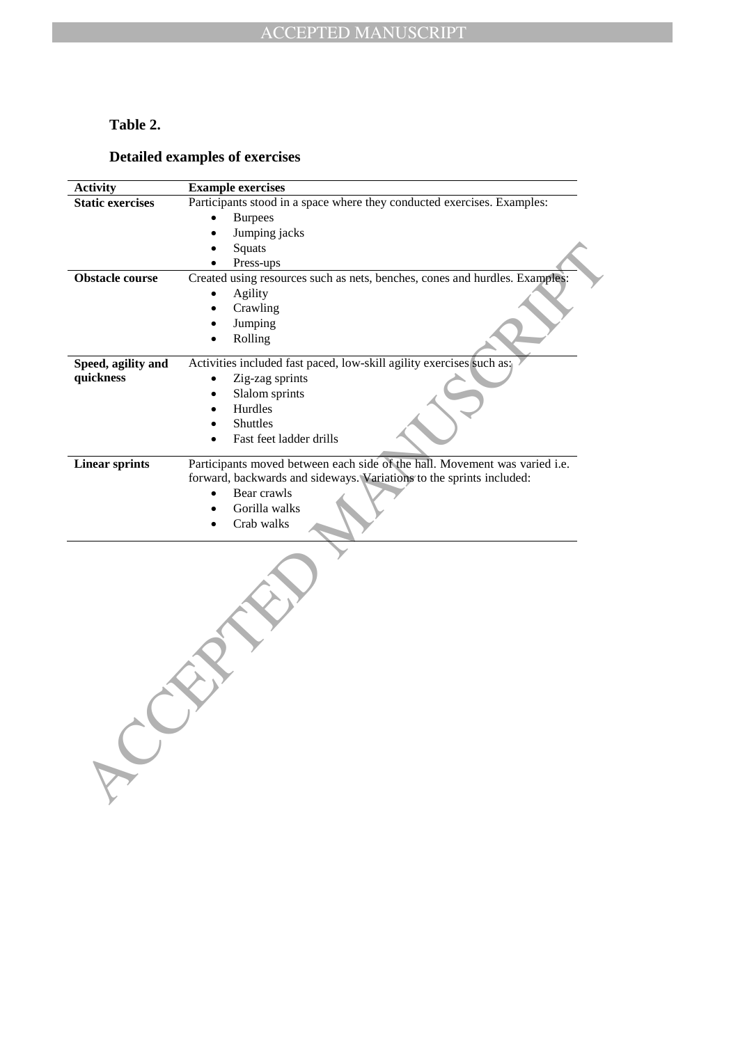**Table 2.**

**Detailed examples of exercises**

| Activity | Example exercises |
|---|---|
| **Static exercises** | Participants stood in a space where they conducted exercises. Examples: <br>• Burpees <br>• Jumping jacks <br>• Squats <br>• Press-ups |
| **Obstacle course** | Created using resources such as nets, benches, cones and hurdles. Examples: <br>• Agility <br>• Crawling <br>• Jumping <br>• Rolling |
| **Speed, agility and quickness** | Activities included fast paced, low-skill agility exercises such as: <br>• Zig-zag sprints <br>• Slalom sprints <br>• Hurdles <br>• Shuttles <br>• Fast feet ladder drills |
| **Linear sprints** | Participants moved between each side of the hall. Movement was varied i.e. forward, backwards and sideways. Variations to the sprints included: <br>• Bear crawls <br>• Gorilla walks <br>• Crab walks |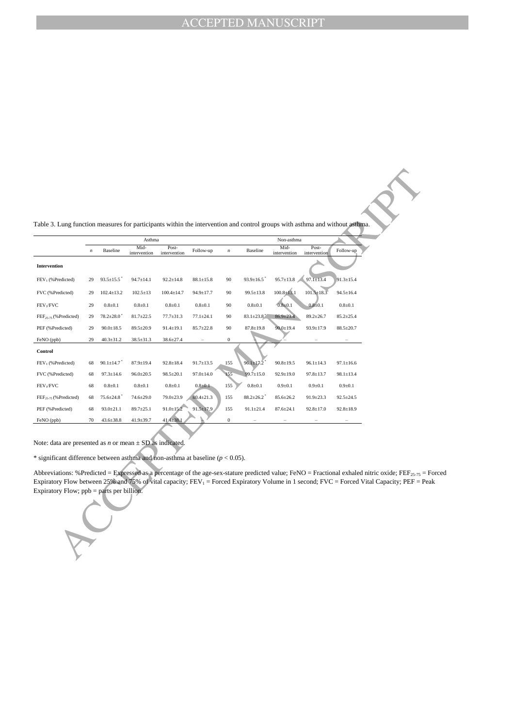Table 3. Lung function measures for participants within the intervention and control groups with asthma and without asthma.

| | Asthma | | | | | Non-asthma | | | | |
|---|---|---|---|---|---|---|---|---|---|---|
| | *n* | Baseline | Mid-intervention | Post-intervention | Follow-up | *n* | Baseline | Mid-intervention | Post-intervention | Follow-up |
| **Intervention** | | | | | | | | | | |
| $FEV_1$ (%Predicted) | 29 | 93.5±15.5 * | 94.7±14.1 | 92.2±14.8 | 88.1±15.8 | 90 | 93.9±16.5 * | 95.7±13.8 | 97.1±13.4 | 91.3±15.4 |
| FVC (%Predicted) | 29 | 102.4±13.2 | 102.5±13 | 100.4±14.7 | 94.9±17.7 | 90 | 99.5±13.8 | 100.8±13.1 | 101.5±18.3 | 94.5±16.4 |
| $FEV_1$/FVC | 29 | 0.8±0.1 | 0.8±0.1 | 0.8±0.1 | 0.8±0.1 | 90 | 0.8±0.1 | 0.8±0.1 | 0.8±0.1 | 0.8±0.1 |
| $FEF_{25-75}$ (%Predicted) | 29 | 78.2±28.0 * | 81.7±22.5 | 77.7±31.3 | 77.1±24.1 | 90 | 83.1±23.8 * | 86.9±23.4 | 89.2±26.7 | 85.2±25.4 |
| PEF (%Predicted) | 29 | 90.0±18.5 | 89.5±20.9 | 91.4±19.1 | 85.7±22.8 | 90 | 87.8±19.8 | 90.0±19.4 | 93.9±17.9 | 88.5±20.7 |
| FeNO (ppb) | 29 | 40.3±31.2 | 38.5±31.3 | 38.6±27.4 | – | 0 | – | – | – | – |
| **Control** | | | | | | | | | | |
| $FEV_1$ (%Predicted) | 68 | 90.1±14.7 * | 87.9±19.4 | 92.8±18.4 | 91.7±13.5 | 155 | 96.1±17.2 * | 90.8±19.5 | 96.1±14.3 | 97.1±16.6 |
| FVC (%Predicted) | 68 | 97.3±14.6 | 96.0±20.5 | 98.5±20.1 | 97.0±14.0 | 155 | 99.7±15.0 | 92.9±19.0 | 97.8±13.7 | 98.1±13.4 |
| $FEV_1$/FVC | 68 | 0.8±0.1 | 0.8±0.1 | 0.8±0.1 | 0.8±0.1 | 155 | 0.8±0.1 | 0.9±0.1 | 0.9±0.1 | 0.9±0.1 |
| $FEF_{25-75}$ (%Predicted) | 68 | 75.6±24.8 * | 74.6±29.0 | 79.0±23.9 | 80.4±21.3 | 155 | 88.2±26.2 * | 85.6±26.2 | 91.9±23.3 | 92.5±24.5 |
| PEF (%Predicted) | 68 | 93.0±21.1 | 89.7±25.1 | 91.0±15.2 | 91.5±17.9 | 155 | 91.1±21.4 | 87.6±24.1 | 92.8±17.0 | 92.8±18.9 |
| FeNO (ppb) | 70 | 43.6±38.8 | 41.9±39.7 | 41.4±38.1 | – | 0 | – | – | – | – |

Note: data are presented as *n* or mean ± SD as indicated.

* significant difference between asthma and non-asthma at baseline ($p < 0.05$).

Abbreviations: %Predicted = Expressed as a percentage of the age-sex-stature predicted value; FeNO = Fractional exhaled nitric oxide; $FEF_{25-75}$ = Forced Expiratory Flow between 25% and 75% of vital capacity; $FEV_1$ = Forced Expiratory Volume in 1 second; FVC = Forced Vital Capacity; PEF = Peak Expiratory Flow; ppb = parts per billion.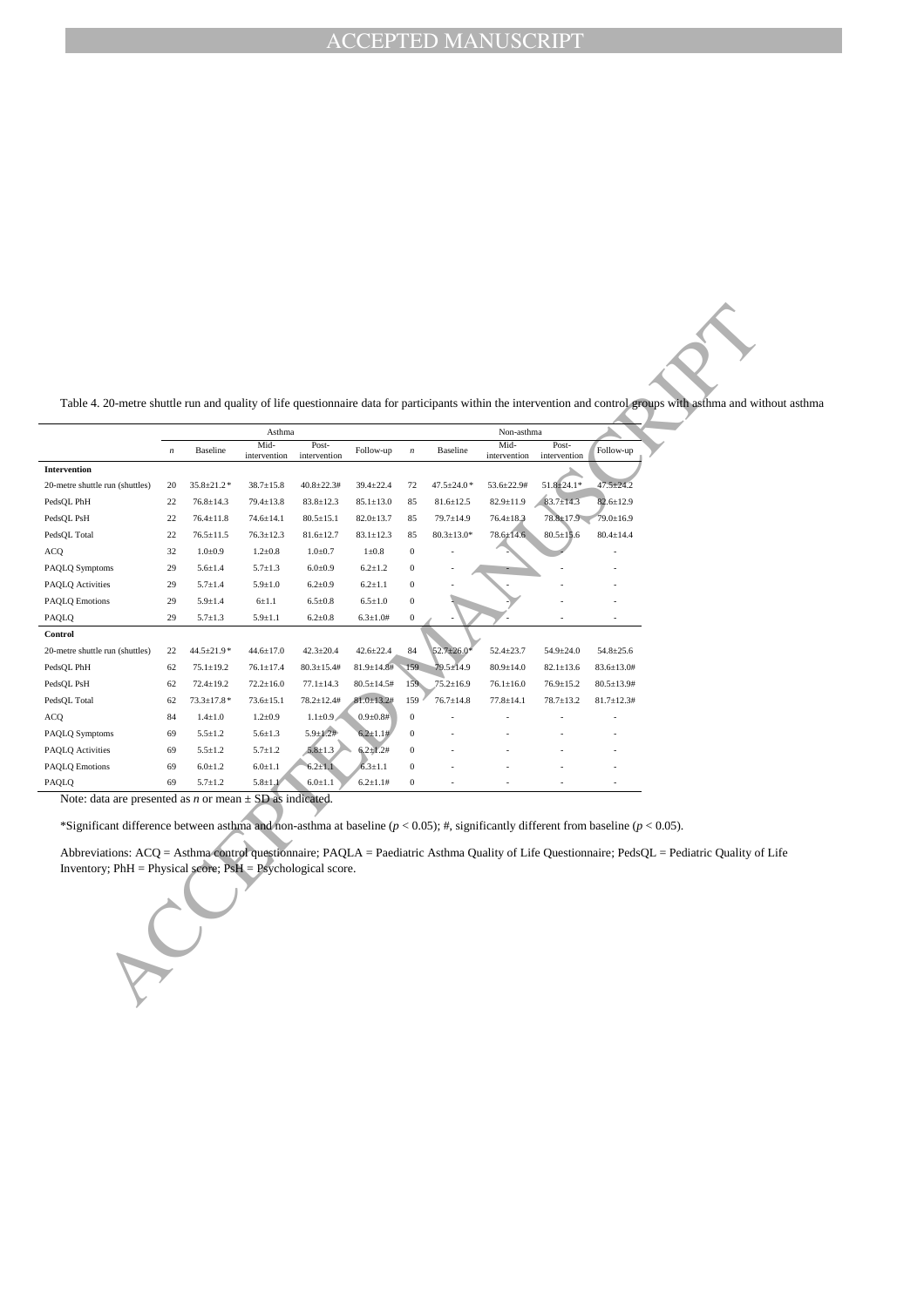Table 4. 20-metre shuttle run and quality of life questionnaire data for participants within the intervention and control groups with asthma and without asthma

| | Asthma | | | | | Non-asthma | | | | |
|---|---|---|---|---|---|---|---|---|---|---|
| | *n* | Baseline | Mid-intervention | Post-intervention | Follow-up | *n* | Baseline | Mid-intervention | Post-intervention | Follow-up |
| **Intervention** | | | | | | | | | | |
| 20-metre shuttle run (shuttles) | 20 | 35.8±21.2 * | 38.7±15.8 | 40.8±22.3# | 39.4±22.4 | 72 | 47.5±24.0 * | 53.6±22.9# | 51.8±24.1* | 47.5±24.2 |
| PedsQL PhH | 22 | 76.8±14.3 | 79.4±13.8 | 83.8±12.3 | 85.1±13.0 | 85 | 81.6±12.5 | 82.9±11.9 | 83.7±14.3 | 82.6±12.9 |
| PedsQL PsH | 22 | 76.4±11.8 | 74.6±14.1 | 80.5±15.1 | 82.0±13.7 | 85 | 79.7±14.9 | 76.4±18.3 | 78.8±17.9 | 79.0±16.9 |
| PedsQL Total | 22 | 76.5±11.5 | 76.3±12.3 | 81.6±12.7 | 83.1±12.3 | 85 | 80.3±13.0* | 78.6±14.6 | 80.5±15.6 | 80.4±14.4 |
| ACQ | 32 | 1.0±0.9 | 1.2±0.8 | 1.0±0.7 | 1±0.8 | 0 | - | - | - | - |
| PAQLQ Symptoms | 29 | 5.6±1.4 | 5.7±1.3 | 6.0±0.9 | 6.2±1.2 | 0 | - | - | - | - |
| PAQLQ Activities | 29 | 5.7±1.4 | 5.9±1.0 | 6.2±0.9 | 6.2±1.1 | 0 | - | - | - | - |
| PAQLQ Emotions | 29 | 5.9±1.4 | 6±1.1 | 6.5±0.8 | 6.5±1.0 | 0 | - | - | - | - |
| PAQLQ | 29 | 5.7±1.3 | 5.9±1.1 | 6.2±0.8 | 6.3±1.0# | 0 | - | - | - | - |
| **Control** | | | | | | | | | | |
| 20-metre shuttle run (shuttles) | 22 | 44.5±21.9 * | 44.6±17.0 | 42.3±20.4 | 42.6±22.4 | 84 | 52.7±26.0 * | 52.4±23.7 | 54.9±24.0 | 54.8±25.6 |
| PedsQL PhH | 62 | 75.1±19.2 | 76.1±17.4 | 80.3±15.4# | 81.9±14.8# | 159 | 79.5±14.9 | 80.9±14.0 | 82.1±13.6 | 83.6±13.0# |
| PedsQL PsH | 62 | 72.4±19.2 | 72.2±16.0 | 77.1±14.3 | 80.5±14.5# | 159 | 75.2±16.9 | 76.1±16.0 | 76.9±15.2 | 80.5±13.9# |
| PedsQL Total | 62 | 73.3±17.8 * | 73.6±15.1 | 78.2±12.4# | 81.0±13.2# | 159 | 76.7±14.8 | 77.8±14.1 | 78.7±13.2 | 81.7±12.3# |
| ACQ | 84 | 1.4±1.0 | 1.2±0.9 | 1.1±0.9 | 0.9±0.8# | 0 | - | - | - | - |
| PAQLQ Symptoms | 69 | 5.5±1.2 | 5.6±1.3 | 5.9±1.2# | 6.2±1.1# | 0 | - | - | - | - |
| PAQLQ Activities | 69 | 5.5±1.2 | 5.7±1.2 | 5.8±1.3 | 6.2±1.2# | 0 | - | - | - | - |
| PAQLQ Emotions | 69 | 6.0±1.2 | 6.0±1.1 | 6.2±1.1 | 6.3±1.1 | 0 | - | - | - | - |
| PAQLQ | 69 | 5.7±1.2 | 5.8±1.1 | 6.0±1.1 | 6.2±1.1# | 0 | - | - | - | - |

Note: data are presented as *n* or mean ± SD as indicated.

*Significant difference between asthma and non-asthma at baseline ($p < 0.05$); #, significantly different from baseline ($p < 0.05$).

Abbreviations: ACQ = Asthma control questionnaire; PAQLA = Paediatric Asthma Quality of Life Questionnaire; PedsQL = Pediatric Quality of Life Inventory; PhH = Physical score; PsH = Psychological score.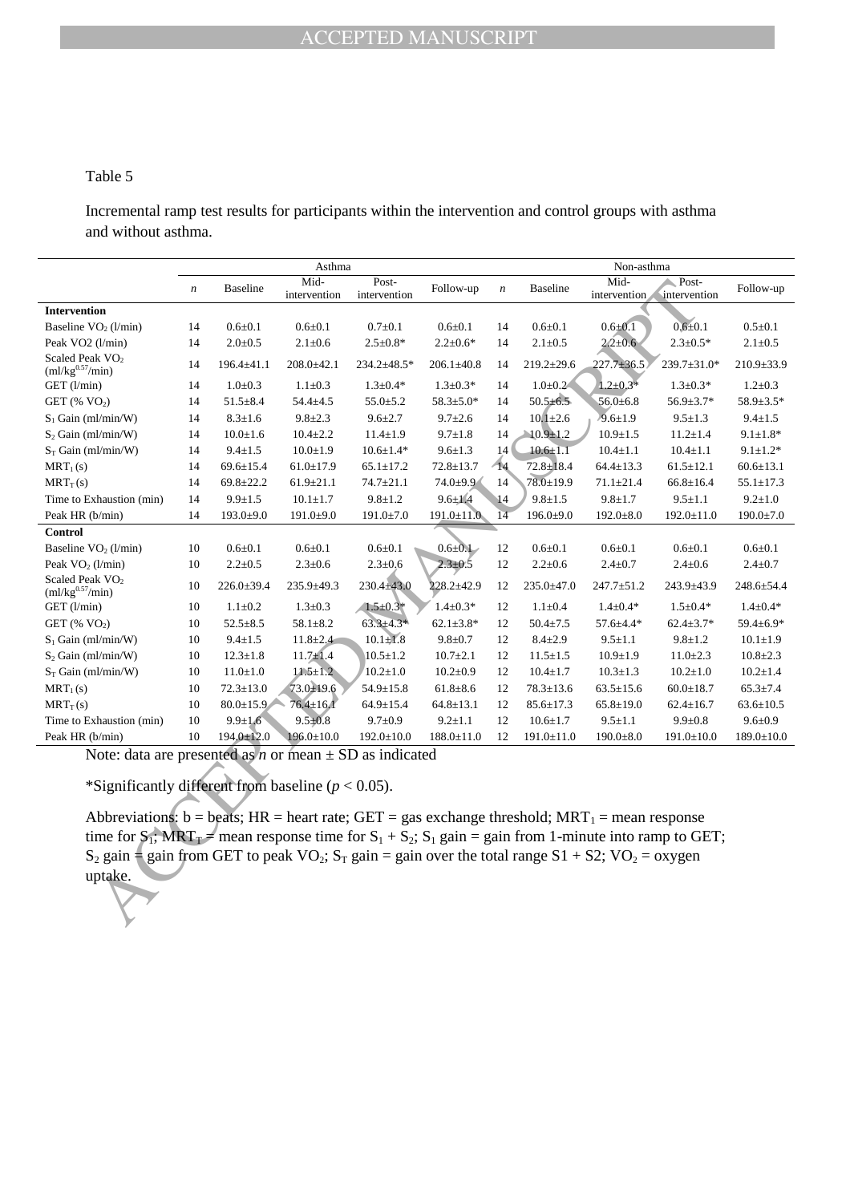Table 5

Incremental ramp test results for participants within the intervention and control groups with asthma and without asthma.

| | Asthma | | | | | Non-asthma | | | | |
|---|---|---|---|---|---|---|---|---|---|---|
| | *n* | Baseline | Mid-intervention | Post-intervention | Follow-up | *n* | Baseline | Mid-intervention | Post-intervention | Follow-up |
| **Intervention** | | | | | | | | | | |
| Baseline $VO_2$ (l/min) | 14 | 0.6±0.1 | 0.6±0.1 | 0.7±0.1 | 0.6±0.1 | 14 | 0.6±0.1 | 0.6±0.1 | 0.6±0.1 | 0.5±0.1 |
| Peak VO2 (l/min) | 14 | 2.0±0.5 | 2.1±0.6 | 2.5±0.8* | 2.2±0.6* | 14 | 2.1±0.5 | 2.2±0.6 | 2.3±0.5* | 2.1±0.5 |
| Scaled Peak $VO_2$ ($ml/kg^{0.57}/min$) | 14 | 196.4±41.1 | 208.0±42.1 | 234.2±48.5* | 206.1±40.8 | 14 | 219.2±29.6 | 227.7±36.5 | 239.7±31.0* | 210.9±33.9 |
| GET (l/min) | 14 | 1.0±0.3 | 1.1±0.3 | 1.3±0.4* | 1.3±0.3* | 14 | 1.0±0.2 | 1.2±0.3* | 1.3±0.3* | 1.2±0.3 |
| GET (% $VO_2$) | 14 | 51.5±8.4 | 54.4±4.5 | 55.0±5.2 | 58.3±5.0* | 14 | 50.5±6.5 | 56.0±6.8 | 56.9±3.7* | 58.9±3.5* |
| $S_1$ Gain (ml/min/W) | 14 | 8.3±1.6 | 9.8±2.3 | 9.6±2.7 | 9.7±2.6 | 14 | 10.1±2.6 | 9.6±1.9 | 9.5±1.3 | 9.4±1.5 |
| $S_2$ Gain (ml/min/W) | 14 | 10.0±1.6 | 10.4±2.2 | 11.4±1.9 | 9.7±1.8 | 14 | 10.9±1.2 | 10.9±1.5 | 11.2±1.4 | 9.1±1.8* |
| $S_T$ Gain (ml/min/W) | 14 | 9.4±1.5 | 10.0±1.9 | 10.6±1.4* | 9.6±1.3 | 14 | 10.6±1.1 | 10.4±1.1 | 10.4±1.1 | 9.1±1.2* |
| $MRT_1$ (s) | 14 | 69.6±15.4 | 61.0±17.9 | 65.1±17.2 | 72.8±13.7 | 14 | 72.8±18.4 | 64.4±13.3 | 61.5±12.1 | 60.6±13.1 |
| $MRT_T$ (s) | 14 | 69.8±22.2 | 61.9±21.1 | 74.7±21.1 | 74.0±9.9 | 14 | 78.0±19.9 | 71.1±21.4 | 66.8±16.4 | 55.1±17.3 |
| Time to Exhaustion (min) | 14 | 9.9±1.5 | 10.1±1.7 | 9.8±1.2 | 9.6±1.4 | 14 | 9.8±1.5 | 9.8±1.7 | 9.5±1.1 | 9.2±1.0 |
| Peak HR (b/min) | 14 | 193.0±9.0 | 191.0±9.0 | 191.0±7.0 | 191.0±11.0 | 14 | 196.0±9.0 | 192.0±8.0 | 192.0±11.0 | 190.0±7.0 |
| **Control** | | | | | | | | | | |
| Baseline $VO_2$ (l/min) | 10 | 0.6±0.1 | 0.6±0.1 | 0.6±0.1 | 0.6±0.1 | 12 | 0.6±0.1 | 0.6±0.1 | 0.6±0.1 | 0.6±0.1 |
| Peak $VO_2$ (l/min) | 10 | 2.2±0.5 | 2.3±0.6 | 2.3±0.6 | 2.3±0.5 | 12 | 2.2±0.6 | 2.4±0.7 | 2.4±0.6 | 2.4±0.7 |
| Scaled Peak $VO_2$ ($ml/kg^{0.57}/min$) | 10 | 226.0±39.4 | 235.9±49.3 | 230.4±43.0 | 228.2±42.9 | 12 | 235.0±47.0 | 247.7±51.2 | 243.9±43.9 | 248.6±54.4 |
| GET (l/min) | 10 | 1.1±0.2 | 1.3±0.3 | 1.5±0.3* | 1.4±0.3* | 12 | 1.1±0.4 | 1.4±0.4* | 1.5±0.4* | 1.4±0.4* |
| GET (% $VO_2$) | 10 | 52.5±8.5 | 58.1±8.2 | 63.3±4.3* | 62.1±3.8* | 12 | 50.4±7.5 | 57.6±4.4* | 62.4±3.7* | 59.4±6.9* |
| $S_1$ Gain (ml/min/W) | 10 | 9.4±1.5 | 11.8±2.4 | 10.1±1.8 | 9.8±0.7 | 12 | 8.4±2.9 | 9.5±1.1 | 9.8±1.2 | 10.1±1.9 |
| $S_2$ Gain (ml/min/W) | 10 | 12.3±1.8 | 11.7±1.4 | 10.5±1.2 | 10.7±2.1 | 12 | 11.5±1.5 | 10.9±1.9 | 11.0±2.3 | 10.8±2.3 |
| $S_T$ Gain (ml/min/W) | 10 | 11.0±1.0 | 11.5±1.2 | 10.2±1.0 | 10.2±0.9 | 12 | 10.4±1.7 | 10.3±1.3 | 10.2±1.0 | 10.2±1.4 |
| $MRT_1$ (s) | 10 | 72.3±13.0 | 73.0±19.6 | 54.9±15.8 | 61.8±8.6 | 12 | 78.3±13.6 | 63.5±15.6 | 60.0±18.7 | 65.3±7.4 |
| $MRT_T$ (s) | 10 | 80.0±15.9 | 76.4±16.1 | 64.9±15.4 | 64.8±13.1 | 12 | 85.6±17.3 | 65.8±19.0 | 62.4±16.7 | 63.6±10.5 |
| Time to Exhaustion (min) | 10 | 9.9±1.6 | 9.5±0.8 | 9.7±0.9 | 9.2±1.1 | 12 | 10.6±1.7 | 9.5±1.1 | 9.9±0.8 | 9.6±0.9 |
| Peak HR (b/min) | 10 | 194.0±12.0 | 196.0±10.0 | 192.0±10.0 | 188.0±11.0 | 12 | 191.0±11.0 | 190.0±8.0 | 191.0±10.0 | 189.0±10.0 |

Note: data are presented as *n* or mean ± SD as indicated

*Significantly different from baseline ($p < 0.05$).

Abbreviations: b = beats; HR = heart rate; GET = gas exchange threshold; $MRT_1$ = mean response time for $S_1$; $MRT_T$ = mean response time for $S_1 + S_2$; $S_1$ gain = gain from 1-minute into ramp to GET; $S_2$ gain = gain from GET to peak $VO_2$; $S_T$ gain = gain over the total range S1 + S2; $VO_2$ = oxygen uptake.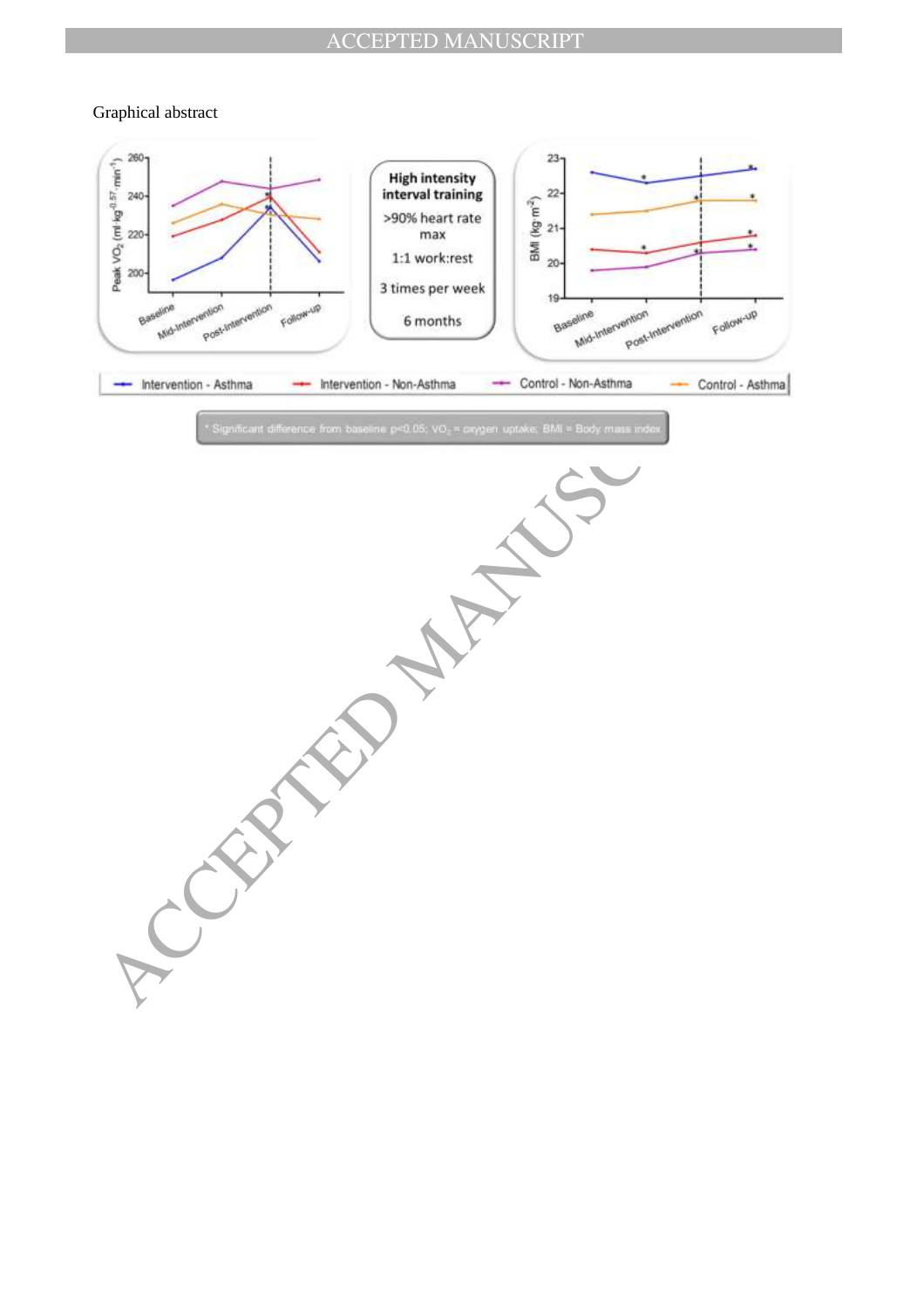Graphical abstract

Peak $VO_2$ (ml·kg$^{-0.57}$·min$^{-1}$)

260
240
220
200

Baseline
Mid-Intervention
Post-Intervention
Follow-up

**High intensity interval training**

>90% heart rate max

1:1 work:rest

3 times per week

6 months

BMI (kg·m$^{-2}$)

23
22
21
20
19

Baseline
Mid-Intervention
Post-Intervention
Follow-up

Intervention - Asthma
Intervention - Non-Asthma
Control - Non-Asthma
Control - Asthma

* Significant difference from baseline $p<0.05$; $VO_2$ = oxygen uptake; BMI = Body mass index